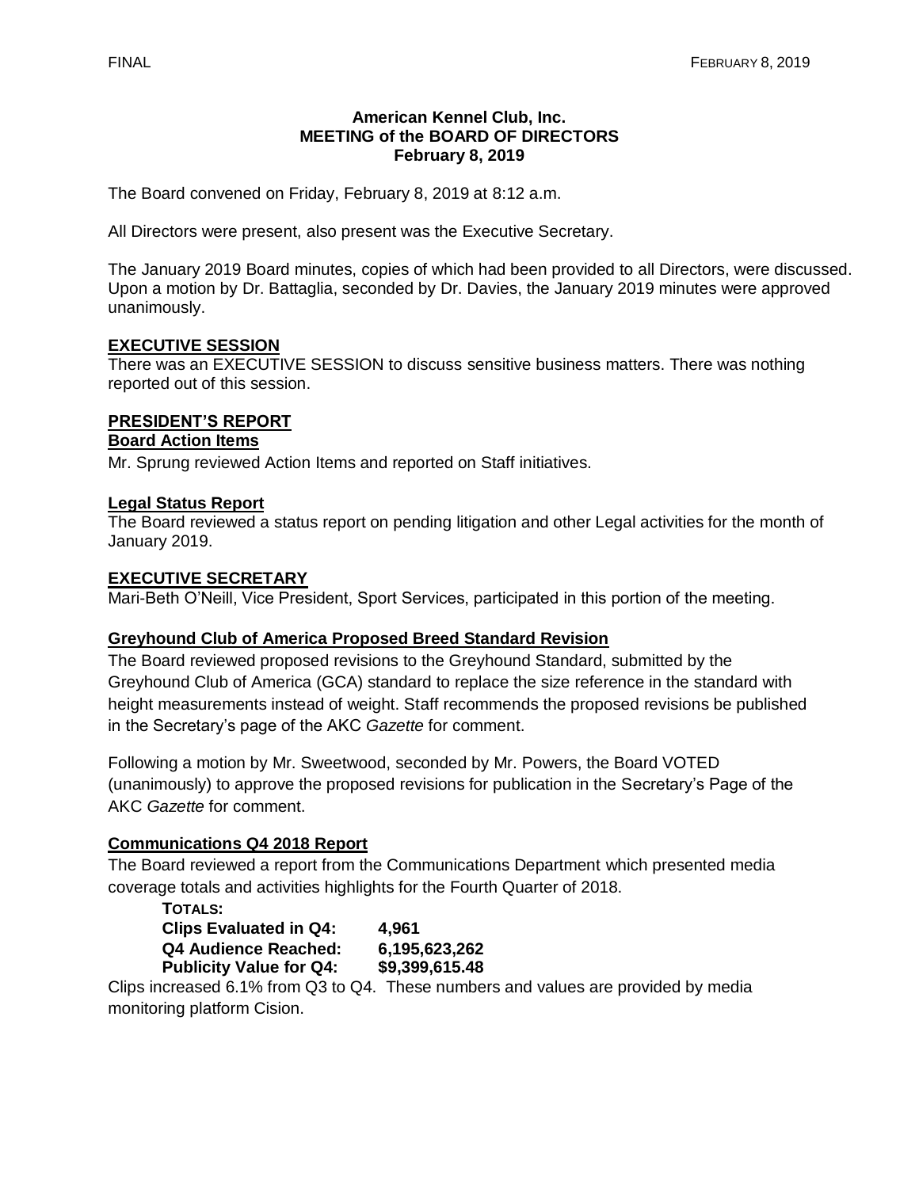**American Kennel Club, Inc.**
**MEETING of the BOARD OF DIRECTORS**
**February 8, 2019**

The Board convened on Friday, February 8, 2019 at 8:12 a.m.

All Directors were present, also present was the Executive Secretary.

The January 2019 Board minutes, copies of which had been provided to all Directors, were discussed. Upon a motion by Dr. Battaglia, seconded by Dr. Davies, the January 2019 minutes were approved unanimously.

## EXECUTIVE SESSION

There was an EXECUTIVE SESSION to discuss sensitive business matters. There was nothing reported out of this session.

## PRESIDENT'S REPORT

### Board Action Items

Mr. Sprung reviewed Action Items and reported on Staff initiatives.

### Legal Status Report

The Board reviewed a status report on pending litigation and other Legal activities for the month of January 2019.

## EXECUTIVE SECRETARY

Mari-Beth O'Neill, Vice President, Sport Services, participated in this portion of the meeting.

### Greyhound Club of America Proposed Breed Standard Revision

The Board reviewed proposed revisions to the Greyhound Standard, submitted by the Greyhound Club of America (GCA) standard to replace the size reference in the standard with height measurements instead of weight. Staff recommends the proposed revisions be published in the Secretary's page of the AKC *Gazette* for comment.

Following a motion by Mr. Sweetwood, seconded by Mr. Powers, the Board VOTED (unanimously) to approve the proposed revisions for publication in the Secretary's Page of the AKC *Gazette* for comment.

### Communications Q4 2018 Report

The Board reviewed a report from the Communications Department which presented media coverage totals and activities highlights for the Fourth Quarter of 2018.

**TOTALS:**
**Clips Evaluated in Q4: 4,961**
**Q4 Audience Reached: 6,195,623,262**
**Publicity Value for Q4: $9,399,615.48**

Clips increased 6.1% from Q3 to Q4. These numbers and values are provided by media monitoring platform Cision.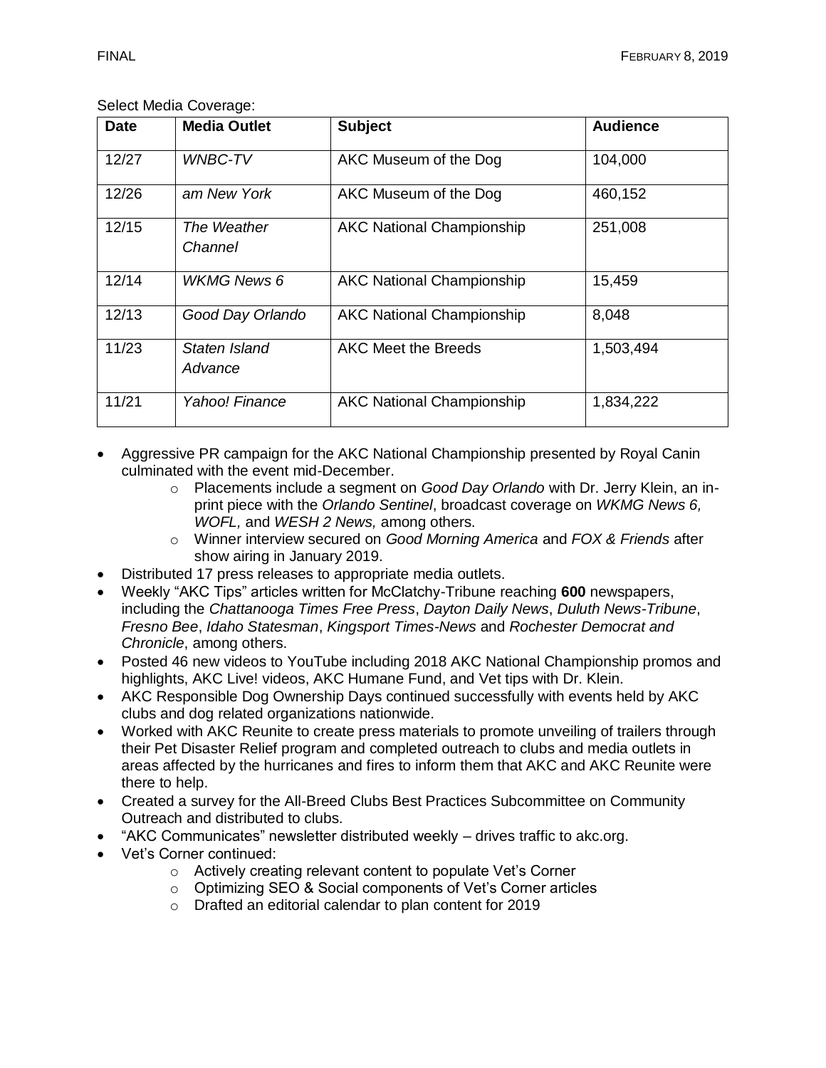Select Media Coverage:

| Date | Media Outlet | Subject | Audience |
|---|---|---|---|
| 12/27 | *WNBC-TV* | AKC Museum of the Dog | 104,000 |
| 12/26 | *am New York* | AKC Museum of the Dog | 460,152 |
| 12/15 | *The Weather Channel* | AKC National Championship | 251,008 |
| 12/14 | *WKMG News 6* | AKC National Championship | 15,459 |
| 12/13 | *Good Day Orlando* | AKC National Championship | 8,048 |
| 11/23 | *Staten Island Advance* | AKC Meet the Breeds | 1,503,494 |
| 11/21 | *Yahoo! Finance* | AKC National Championship | 1,834,222 |

- Aggressive PR campaign for the AKC National Championship presented by Royal Canin culminated with the event mid-December.
    - Placements include a segment on *Good Day Orlando* with Dr. Jerry Klein, an in-print piece with the *Orlando Sentinel*, broadcast coverage on *WKMG News 6, WOFL,* and *WESH 2 News,* among others.
    - Winner interview secured on *Good Morning America* and *FOX & Friends* after show airing in January 2019.
- Distributed 17 press releases to appropriate media outlets.
- Weekly "AKC Tips" articles written for McClatchy-Tribune reaching **600** newspapers, including the *Chattanooga Times Free Press*, *Dayton Daily News*, *Duluth News-Tribune*, *Fresno Bee*, *Idaho Statesman*, *Kingsport Times-News* and *Rochester Democrat and Chronicle*, among others.
- Posted 46 new videos to YouTube including 2018 AKC National Championship promos and highlights, AKC Live! videos, AKC Humane Fund, and Vet tips with Dr. Klein.
- AKC Responsible Dog Ownership Days continued successfully with events held by AKC clubs and dog related organizations nationwide.
- Worked with AKC Reunite to create press materials to promote unveiling of trailers through their Pet Disaster Relief program and completed outreach to clubs and media outlets in areas affected by the hurricanes and fires to inform them that AKC and AKC Reunite were there to help.
- Created a survey for the All-Breed Clubs Best Practices Subcommittee on Community Outreach and distributed to clubs.
- "AKC Communicates" newsletter distributed weekly – drives traffic to akc.org.
- Vet's Corner continued:
    - Actively creating relevant content to populate Vet's Corner
    - Optimizing SEO & Social components of Vet's Corner articles
    - Drafted an editorial calendar to plan content for 2019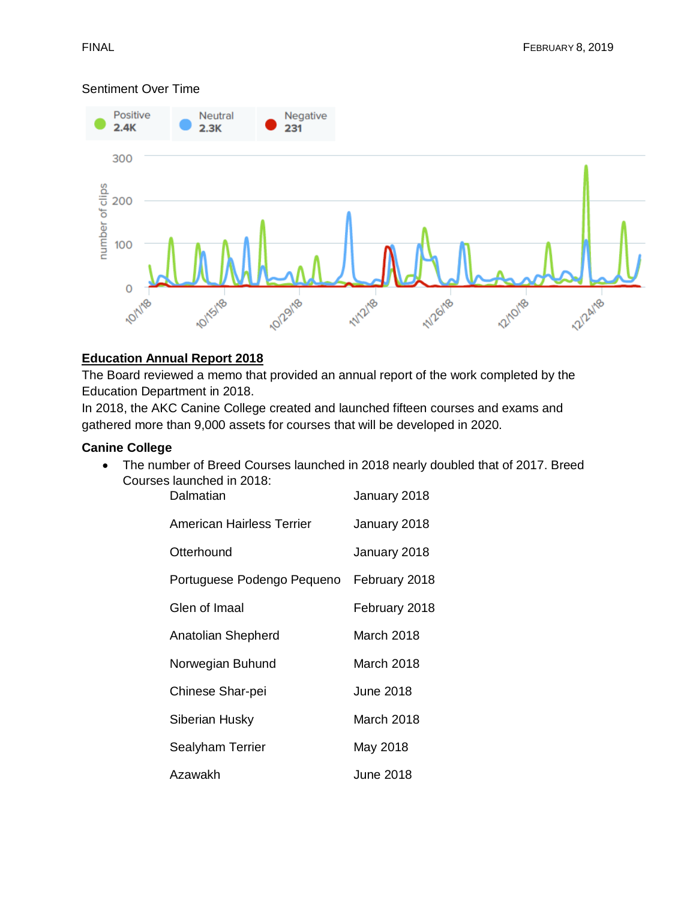Sentiment Over Time

| Positive | Neutral | Negative |
|---|---|---|
| 2.4K | 2.3K | 231 |

**<u>Education Annual Report 2018</u>**

The Board reviewed a memo that provided an annual report of the work completed by the Education Department in 2018.

In 2018, the AKC Canine College created and launched fifteen courses and exams and gathered more than 9,000 assets for courses that will be developed in 2020.

**Canine College**

- The number of Breed Courses launched in 2018 nearly doubled that of 2017. Breed Courses launched in 2018:

| | |
|---|---|
| Dalmatian | January 2018 |
| American Hairless Terrier | January 2018 |
| Otterhound | January 2018 |
| Portuguese Podengo Pequeno | February 2018 |
| Glen of Imaal | February 2018 |
| Anatolian Shepherd | March 2018 |
| Norwegian Buhund | March 2018 |
| Chinese Shar-pei | June 2018 |
| Siberian Husky | March 2018 |
| Sealyham Terrier | May 2018 |
| Azawakh | June 2018 |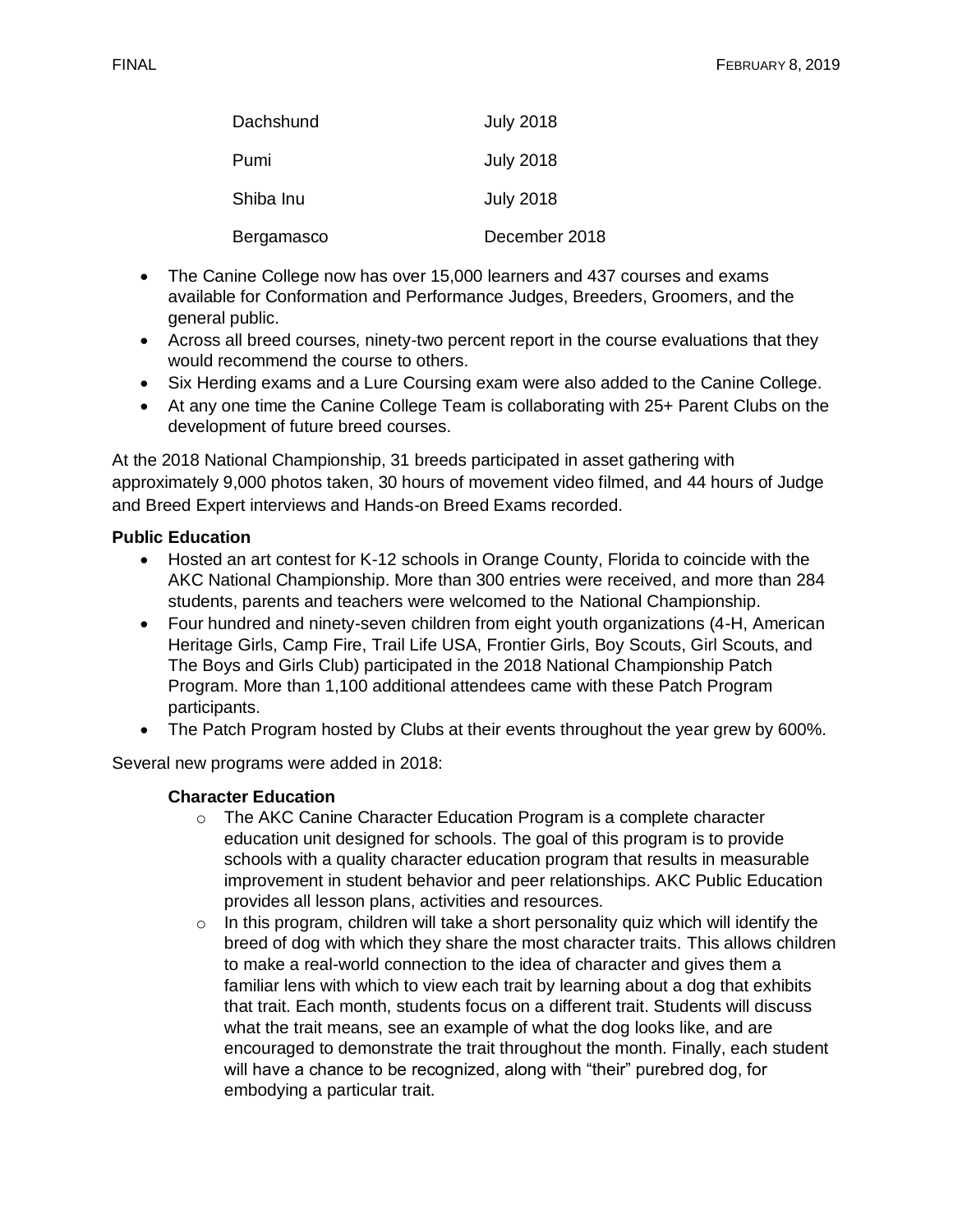| Dachshund | July 2018 |
| --- | --- |
| Pumi | July 2018 |
| Shiba Inu | July 2018 |
| Bergamasco | December 2018 |

- The Canine College now has over 15,000 learners and 437 courses and exams available for Conformation and Performance Judges, Breeders, Groomers, and the general public.
- Across all breed courses, ninety-two percent report in the course evaluations that they would recommend the course to others.
- Six Herding exams and a Lure Coursing exam were also added to the Canine College.
- At any one time the Canine College Team is collaborating with 25+ Parent Clubs on the development of future breed courses.

At the 2018 National Championship, 31 breeds participated in asset gathering with approximately 9,000 photos taken, 30 hours of movement video filmed, and 44 hours of Judge and Breed Expert interviews and Hands-on Breed Exams recorded.

**Public Education**

- Hosted an art contest for K-12 schools in Orange County, Florida to coincide with the AKC National Championship. More than 300 entries were received, and more than 284 students, parents and teachers were welcomed to the National Championship.
- Four hundred and ninety-seven children from eight youth organizations (4-H, American Heritage Girls, Camp Fire, Trail Life USA, Frontier Girls, Boy Scouts, Girl Scouts, and The Boys and Girls Club) participated in the 2018 National Championship Patch Program. More than 1,100 additional attendees came with these Patch Program participants.
- The Patch Program hosted by Clubs at their events throughout the year grew by 600%.

Several new programs were added in 2018:

**Character Education**

- The AKC Canine Character Education Program is a complete character education unit designed for schools. The goal of this program is to provide schools with a quality character education program that results in measurable improvement in student behavior and peer relationships. AKC Public Education provides all lesson plans, activities and resources.
- In this program, children will take a short personality quiz which will identify the breed of dog with which they share the most character traits. This allows children to make a real-world connection to the idea of character and gives them a familiar lens with which to view each trait by learning about a dog that exhibits that trait. Each month, students focus on a different trait. Students will discuss what the trait means, see an example of what the dog looks like, and are encouraged to demonstrate the trait throughout the month. Finally, each student will have a chance to be recognized, along with "their" purebred dog, for embodying a particular trait.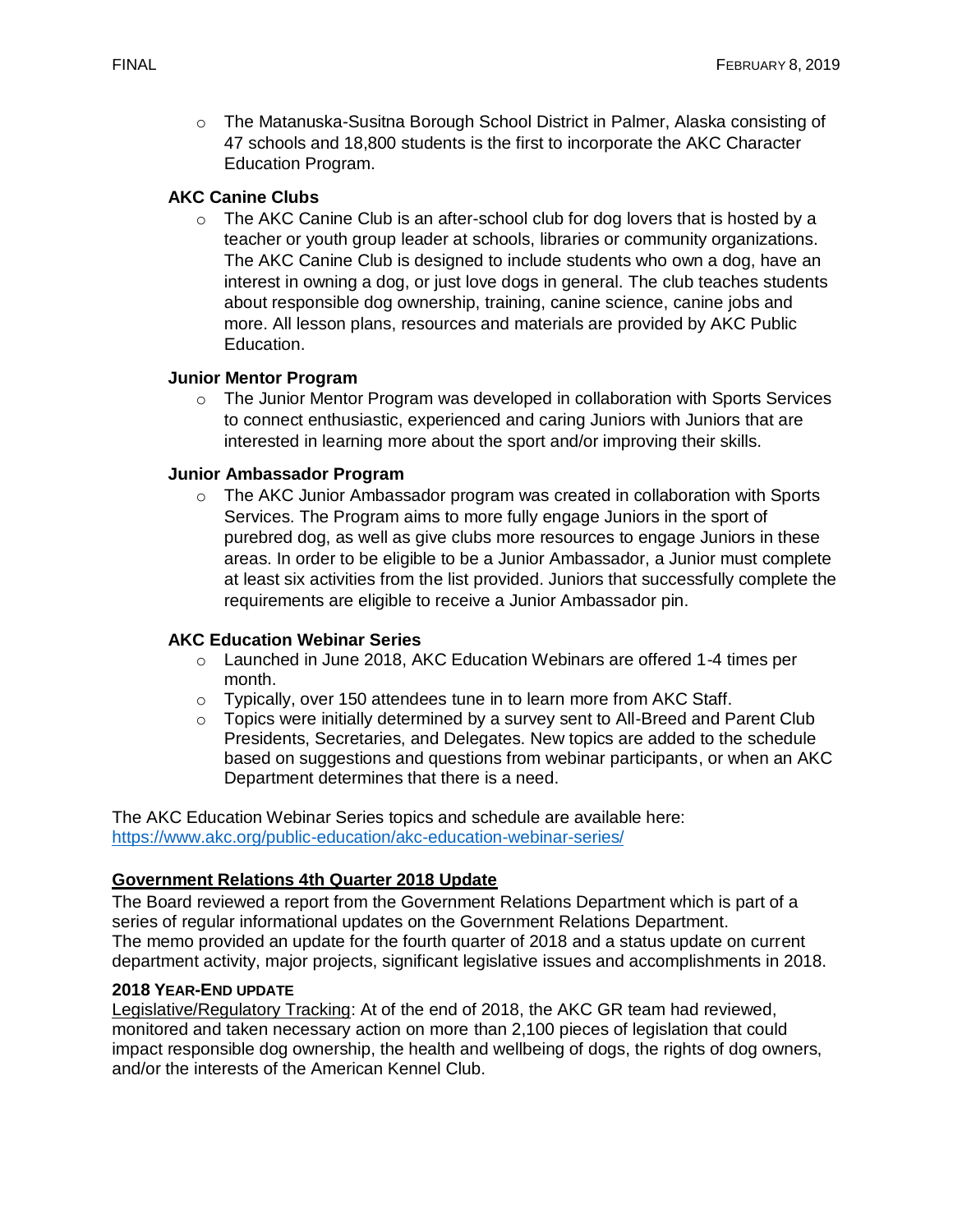- The Matanuska-Susitna Borough School District in Palmer, Alaska consisting of 47 schools and 18,800 students is the first to incorporate the AKC Character Education Program.

**AKC Canine Clubs**

- The AKC Canine Club is an after-school club for dog lovers that is hosted by a teacher or youth group leader at schools, libraries or community organizations. The AKC Canine Club is designed to include students who own a dog, have an interest in owning a dog, or just love dogs in general. The club teaches students about responsible dog ownership, training, canine science, canine jobs and more. All lesson plans, resources and materials are provided by AKC Public Education.

**Junior Mentor Program**

- The Junior Mentor Program was developed in collaboration with Sports Services to connect enthusiastic, experienced and caring Juniors with Juniors that are interested in learning more about the sport and/or improving their skills.

**Junior Ambassador Program**

- The AKC Junior Ambassador program was created in collaboration with Sports Services. The Program aims to more fully engage Juniors in the sport of purebred dog, as well as give clubs more resources to engage Juniors in these areas. In order to be eligible to be a Junior Ambassador, a Junior must complete at least six activities from the list provided. Juniors that successfully complete the requirements are eligible to receive a Junior Ambassador pin.

**AKC Education Webinar Series**

- Launched in June 2018, AKC Education Webinars are offered 1-4 times per month.
- Typically, over 150 attendees tune in to learn more from AKC Staff.
- Topics were initially determined by a survey sent to All-Breed and Parent Club Presidents, Secretaries, and Delegates. New topics are added to the schedule based on suggestions and questions from webinar participants, or when an AKC Department determines that there is a need.

The AKC Education Webinar Series topics and schedule are available here:
https://www.akc.org/public-education/akc-education-webinar-series/

## Government Relations 4th Quarter 2018 Update

The Board reviewed a report from the Government Relations Department which is part of a series of regular informational updates on the Government Relations Department.
The memo provided an update for the fourth quarter of 2018 and a status update on current department activity, major projects, significant legislative issues and accomplishments in 2018.

### 2018 YEAR-END UPDATE

Legislative/Regulatory Tracking: At of the end of 2018, the AKC GR team had reviewed, monitored and taken necessary action on more than 2,100 pieces of legislation that could impact responsible dog ownership, the health and wellbeing of dogs, the rights of dog owners, and/or the interests of the American Kennel Club.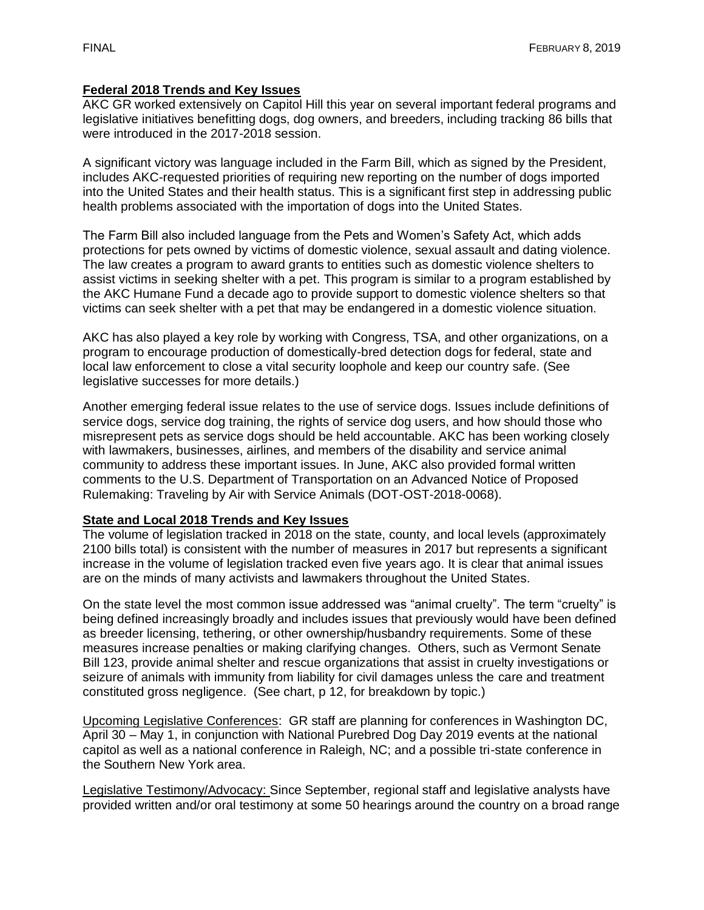## Federal 2018 Trends and Key Issues

AKC GR worked extensively on Capitol Hill this year on several important federal programs and legislative initiatives benefitting dogs, dog owners, and breeders, including tracking 86 bills that were introduced in the 2017-2018 session.

A significant victory was language included in the Farm Bill, which as signed by the President, includes AKC-requested priorities of requiring new reporting on the number of dogs imported into the United States and their health status. This is a significant first step in addressing public health problems associated with the importation of dogs into the United States.

The Farm Bill also included language from the Pets and Women's Safety Act, which adds protections for pets owned by victims of domestic violence, sexual assault and dating violence. The law creates a program to award grants to entities such as domestic violence shelters to assist victims in seeking shelter with a pet. This program is similar to a program established by the AKC Humane Fund a decade ago to provide support to domestic violence shelters so that victims can seek shelter with a pet that may be endangered in a domestic violence situation.

AKC has also played a key role by working with Congress, TSA, and other organizations, on a program to encourage production of domestically-bred detection dogs for federal, state and local law enforcement to close a vital security loophole and keep our country safe. (See legislative successes for more details.)

Another emerging federal issue relates to the use of service dogs. Issues include definitions of service dogs, service dog training, the rights of service dog users, and how should those who misrepresent pets as service dogs should be held accountable. AKC has been working closely with lawmakers, businesses, airlines, and members of the disability and service animal community to address these important issues. In June, AKC also provided formal written comments to the U.S. Department of Transportation on an Advanced Notice of Proposed Rulemaking: Traveling by Air with Service Animals (DOT-OST-2018-0068).

## State and Local 2018 Trends and Key Issues

The volume of legislation tracked in 2018 on the state, county, and local levels (approximately 2100 bills total) is consistent with the number of measures in 2017 but represents a significant increase in the volume of legislation tracked even five years ago. It is clear that animal issues are on the minds of many activists and lawmakers throughout the United States.

On the state level the most common issue addressed was "animal cruelty". The term "cruelty" is being defined increasingly broadly and includes issues that previously would have been defined as breeder licensing, tethering, or other ownership/husbandry requirements. Some of these measures increase penalties or making clarifying changes. Others, such as Vermont Senate Bill 123, provide animal shelter and rescue organizations that assist in cruelty investigations or seizure of animals with immunity from liability for civil damages unless the care and treatment constituted gross negligence. (See chart, p 12, for breakdown by topic.)

Upcoming Legislative Conferences: GR staff are planning for conferences in Washington DC, April 30 – May 1, in conjunction with National Purebred Dog Day 2019 events at the national capitol as well as a national conference in Raleigh, NC; and a possible tri-state conference in the Southern New York area.

Legislative Testimony/Advocacy: Since September, regional staff and legislative analysts have provided written and/or oral testimony at some 50 hearings around the country on a broad range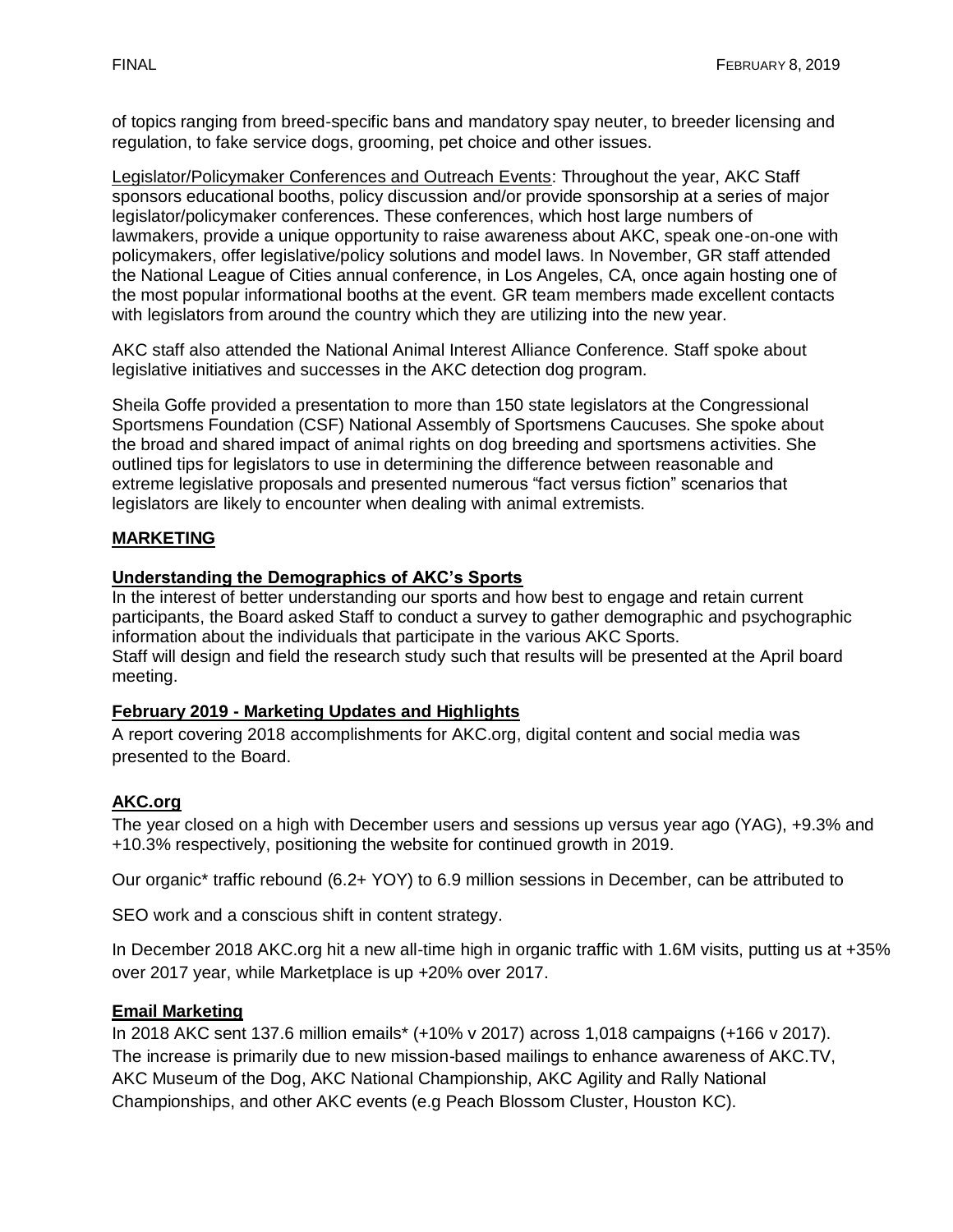of topics ranging from breed-specific bans and mandatory spay neuter, to breeder licensing and regulation, to fake service dogs, grooming, pet choice and other issues.

Legislator/Policymaker Conferences and Outreach Events: Throughout the year, AKC Staff sponsors educational booths, policy discussion and/or provide sponsorship at a series of major legislator/policymaker conferences. These conferences, which host large numbers of lawmakers, provide a unique opportunity to raise awareness about AKC, speak one-on-one with policymakers, offer legislative/policy solutions and model laws. In November, GR staff attended the National League of Cities annual conference, in Los Angeles, CA, once again hosting one of the most popular informational booths at the event. GR team members made excellent contacts with legislators from around the country which they are utilizing into the new year.

AKC staff also attended the National Animal Interest Alliance Conference. Staff spoke about legislative initiatives and successes in the AKC detection dog program.

Sheila Goffe provided a presentation to more than 150 state legislators at the Congressional Sportsmens Foundation (CSF) National Assembly of Sportsmens Caucuses. She spoke about the broad and shared impact of animal rights on dog breeding and sportsmens activities. She outlined tips for legislators to use in determining the difference between reasonable and extreme legislative proposals and presented numerous "fact versus fiction" scenarios that legislators are likely to encounter when dealing with animal extremists.

## MARKETING

### Understanding the Demographics of AKC's Sports

In the interest of better understanding our sports and how best to engage and retain current participants, the Board asked Staff to conduct a survey to gather demographic and psychographic information about the individuals that participate in the various AKC Sports.
Staff will design and field the research study such that results will be presented at the April board meeting.

### February 2019 - Marketing Updates and Highlights

A report covering 2018 accomplishments for AKC.org, digital content and social media was presented to the Board.

### AKC.org

The year closed on a high with December users and sessions up versus year ago (YAG), +9.3% and +10.3% respectively, positioning the website for continued growth in 2019.

Our organic* traffic rebound (6.2+ YOY) to 6.9 million sessions in December, can be attributed to

SEO work and a conscious shift in content strategy.

In December 2018 AKC.org hit a new all-time high in organic traffic with 1.6M visits, putting us at +35% over 2017 year, while Marketplace is up +20% over 2017.

### Email Marketing

In 2018 AKC sent 137.6 million emails* (+10% v 2017) across 1,018 campaigns (+166 v 2017). The increase is primarily due to new mission-based mailings to enhance awareness of AKC.TV, AKC Museum of the Dog, AKC National Championship, AKC Agility and Rally National Championships, and other AKC events (e.g Peach Blossom Cluster, Houston KC).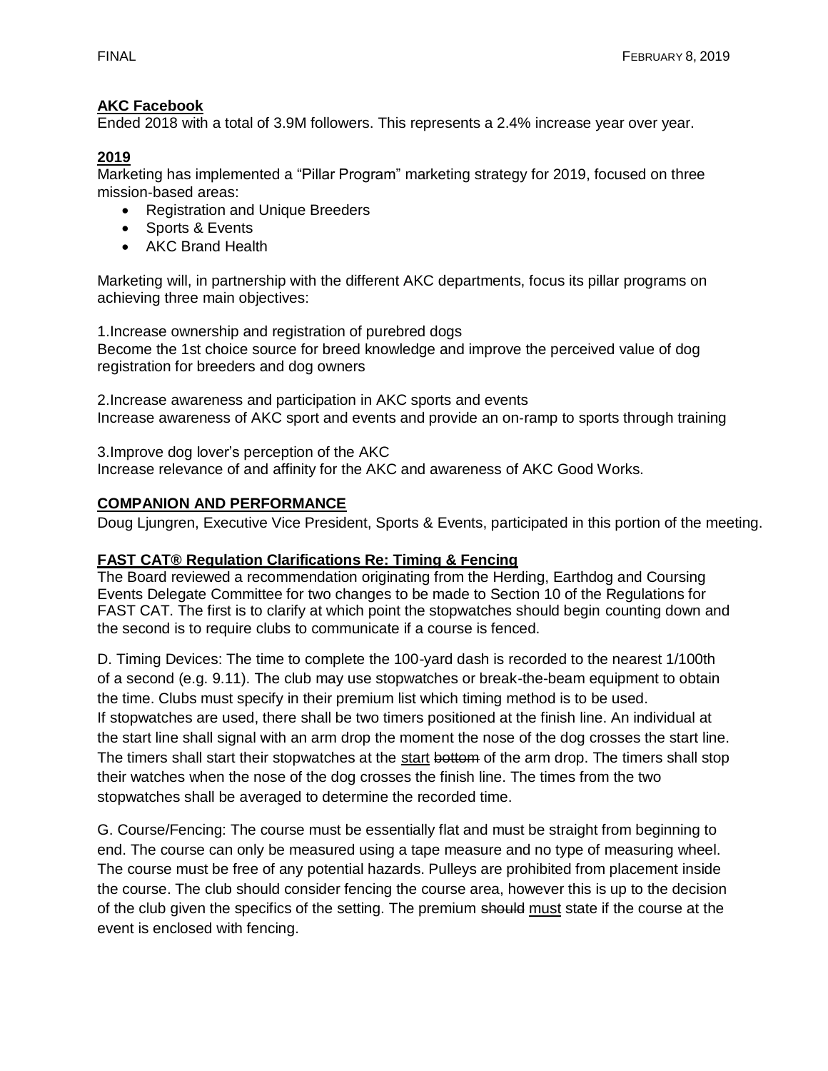## AKC Facebook

Ended 2018 with a total of 3.9M followers. This represents a 2.4% increase year over year.

## 2019

Marketing has implemented a "Pillar Program" marketing strategy for 2019, focused on three mission-based areas:

- Registration and Unique Breeders
- Sports & Events
- AKC Brand Health

Marketing will, in partnership with the different AKC departments, focus its pillar programs on achieving three main objectives:

1.Increase ownership and registration of purebred dogs
Become the 1st choice source for breed knowledge and improve the perceived value of dog registration for breeders and dog owners

2.Increase awareness and participation in AKC sports and events
Increase awareness of AKC sport and events and provide an on-ramp to sports through training

3.Improve dog lover's perception of the AKC
Increase relevance of and affinity for the AKC and awareness of AKC Good Works.

## COMPANION AND PERFORMANCE

Doug Ljungren, Executive Vice President, Sports & Events, participated in this portion of the meeting.

## FAST CAT® Regulation Clarifications Re: Timing & Fencing

The Board reviewed a recommendation originating from the Herding, Earthdog and Coursing Events Delegate Committee for two changes to be made to Section 10 of the Regulations for FAST CAT. The first is to clarify at which point the stopwatches should begin counting down and the second is to require clubs to communicate if a course is fenced.

D. Timing Devices: The time to complete the 100-yard dash is recorded to the nearest 1/100th of a second (e.g. 9.11). The club may use stopwatches or break-the-beam equipment to obtain the time. Clubs must specify in their premium list which timing method is to be used.
If stopwatches are used, there shall be two timers positioned at the finish line. An individual at the start line shall signal with an arm drop the moment the nose of the dog crosses the start line. The timers shall start their stopwatches at the <u>start</u> ~~bottom~~ of the arm drop. The timers shall stop their watches when the nose of the dog crosses the finish line. The times from the two stopwatches shall be averaged to determine the recorded time.

G. Course/Fencing: The course must be essentially flat and must be straight from beginning to end. The course can only be measured using a tape measure and no type of measuring wheel. The course must be free of any potential hazards. Pulleys are prohibited from placement inside the course. The club should consider fencing the course area, however this is up to the decision of the club given the specifics of the setting. The premium ~~should~~ <u>must</u> state if the course at the event is enclosed with fencing.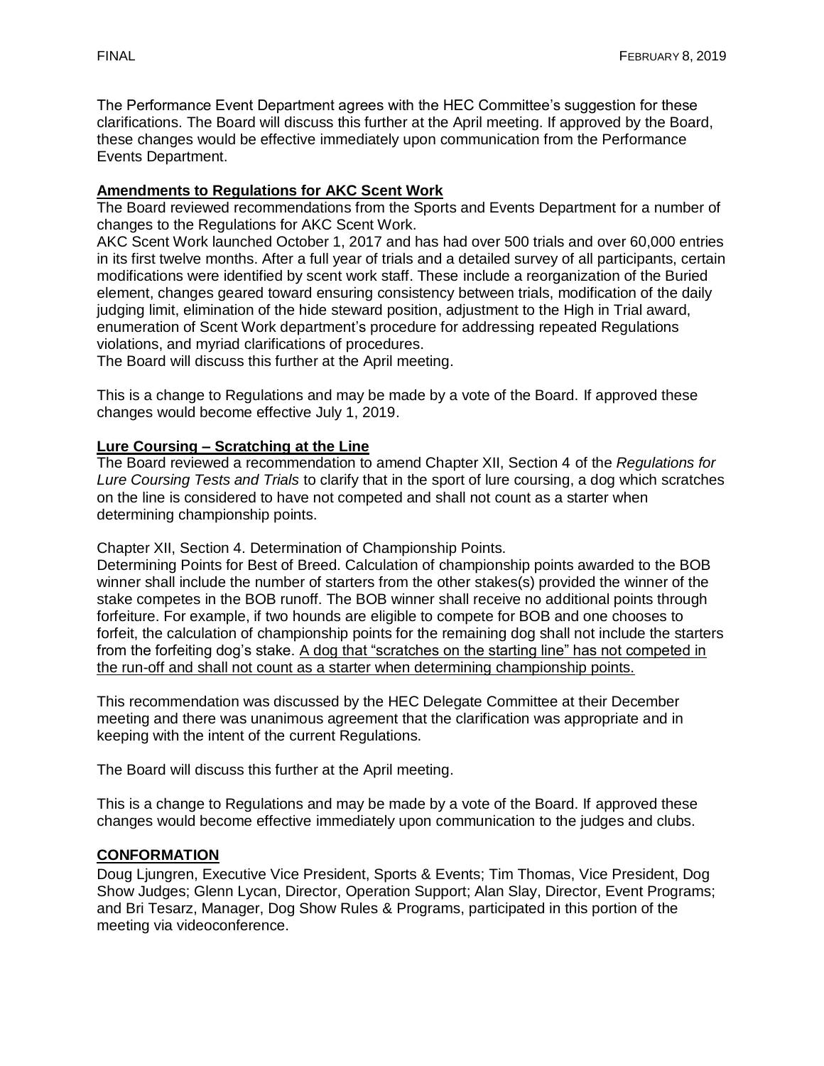The Performance Event Department agrees with the HEC Committee's suggestion for these clarifications. The Board will discuss this further at the April meeting. If approved by the Board, these changes would be effective immediately upon communication from the Performance Events Department.

**Amendments to Regulations for AKC Scent Work**

The Board reviewed recommendations from the Sports and Events Department for a number of changes to the Regulations for AKC Scent Work.

AKC Scent Work launched October 1, 2017 and has had over 500 trials and over 60,000 entries in its first twelve months. After a full year of trials and a detailed survey of all participants, certain modifications were identified by scent work staff. These include a reorganization of the Buried element, changes geared toward ensuring consistency between trials, modification of the daily judging limit, elimination of the hide steward position, adjustment to the High in Trial award, enumeration of Scent Work department's procedure for addressing repeated Regulations violations, and myriad clarifications of procedures.

The Board will discuss this further at the April meeting.

This is a change to Regulations and may be made by a vote of the Board. If approved these changes would become effective July 1, 2019.

**Lure Coursing – Scratching at the Line**

The Board reviewed a recommendation to amend Chapter XII, Section 4 of the *Regulations for Lure Coursing Tests and Trials* to clarify that in the sport of lure coursing, a dog which scratches on the line is considered to have not competed and shall not count as a starter when determining championship points.

Chapter XII, Section 4. Determination of Championship Points.

Determining Points for Best of Breed. Calculation of championship points awarded to the BOB winner shall include the number of starters from the other stakes(s) provided the winner of the stake competes in the BOB runoff. The BOB winner shall receive no additional points through forfeiture. For example, if two hounds are eligible to compete for BOB and one chooses to forfeit, the calculation of championship points for the remaining dog shall not include the starters from the forfeiting dog's stake. <u>A dog that "scratches on the starting line" has not competed in the run-off and shall not count as a starter when determining championship points.</u>

This recommendation was discussed by the HEC Delegate Committee at their December meeting and there was unanimous agreement that the clarification was appropriate and in keeping with the intent of the current Regulations.

The Board will discuss this further at the April meeting.

This is a change to Regulations and may be made by a vote of the Board. If approved these changes would become effective immediately upon communication to the judges and clubs.

**CONFORMATION**

Doug Ljungren, Executive Vice President, Sports & Events; Tim Thomas, Vice President, Dog Show Judges; Glenn Lycan, Director, Operation Support; Alan Slay, Director, Event Programs; and Bri Tesarz, Manager, Dog Show Rules & Programs, participated in this portion of the meeting via videoconference.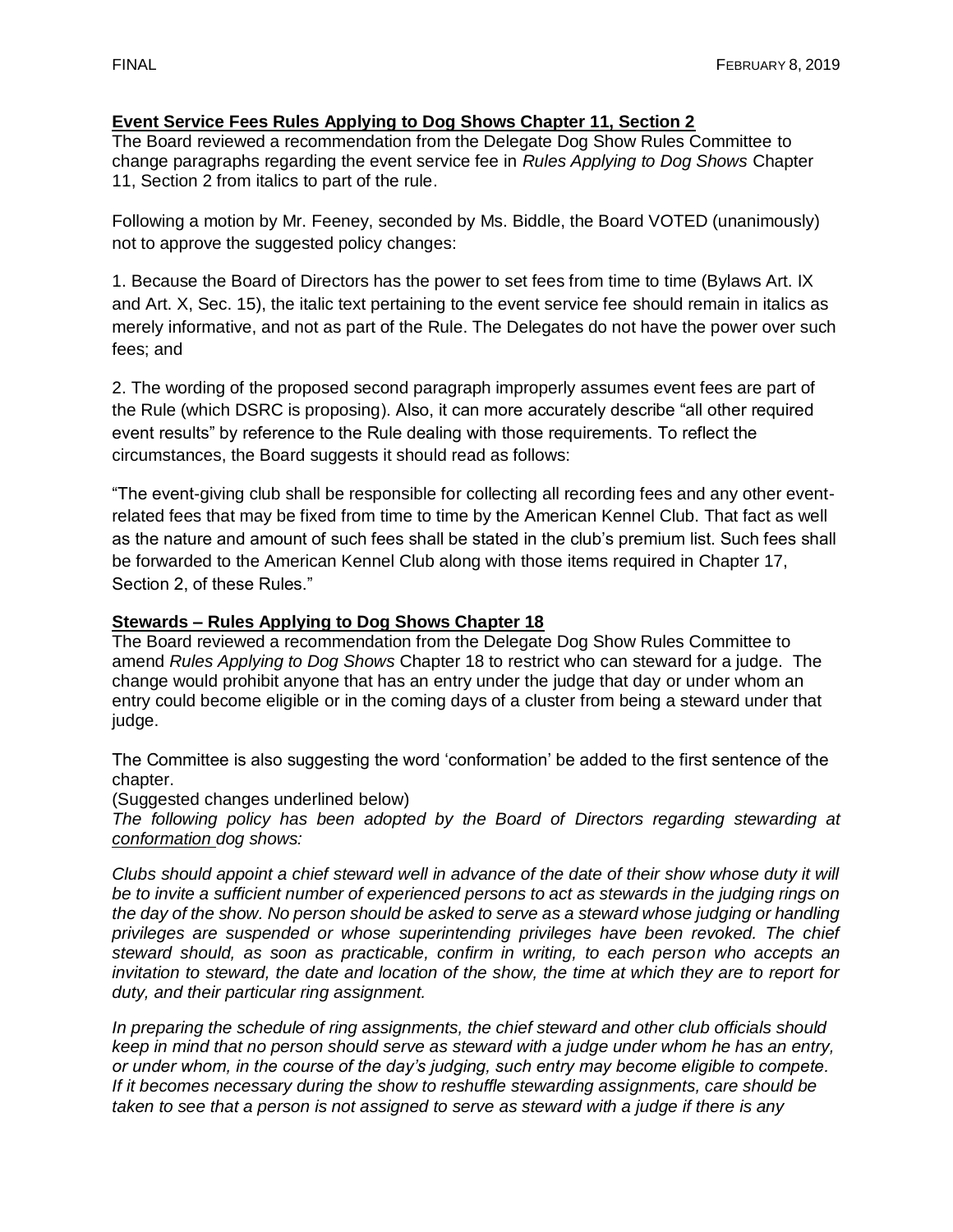**Event Service Fees Rules Applying to Dog Shows Chapter 11, Section 2**

The Board reviewed a recommendation from the Delegate Dog Show Rules Committee to change paragraphs regarding the event service fee in *Rules Applying to Dog Shows* Chapter 11, Section 2 from italics to part of the rule.

Following a motion by Mr. Feeney, seconded by Ms. Biddle, the Board VOTED (unanimously) not to approve the suggested policy changes:

1. Because the Board of Directors has the power to set fees from time to time (Bylaws Art. IX and Art. X, Sec. 15), the italic text pertaining to the event service fee should remain in italics as merely informative, and not as part of the Rule. The Delegates do not have the power over such fees; and

2. The wording of the proposed second paragraph improperly assumes event fees are part of the Rule (which DSRC is proposing). Also, it can more accurately describe "all other required event results" by reference to the Rule dealing with those requirements. To reflect the circumstances, the Board suggests it should read as follows:

"The event-giving club shall be responsible for collecting all recording fees and any other event-related fees that may be fixed from time to time by the American Kennel Club. That fact as well as the nature and amount of such fees shall be stated in the club's premium list. Such fees shall be forwarded to the American Kennel Club along with those items required in Chapter 17, Section 2, of these Rules."

**Stewards – Rules Applying to Dog Shows Chapter 18**

The Board reviewed a recommendation from the Delegate Dog Show Rules Committee to amend *Rules Applying to Dog Shows* Chapter 18 to restrict who can steward for a judge. The change would prohibit anyone that has an entry under the judge that day or under whom an entry could become eligible or in the coming days of a cluster from being a steward under that judge.

The Committee is also suggesting the word 'conformation' be added to the first sentence of the chapter.

(Suggested changes underlined below)

*The following policy has been adopted by the Board of Directors regarding stewarding at <u>conformation</u> dog shows:*

*Clubs should appoint a chief steward well in advance of the date of their show whose duty it will be to invite a sufficient number of experienced persons to act as stewards in the judging rings on the day of the show. No person should be asked to serve as a steward whose judging or handling privileges are suspended or whose superintending privileges have been revoked. The chief steward should, as soon as practicable, confirm in writing, to each person who accepts an invitation to steward, the date and location of the show, the time at which they are to report for duty, and their particular ring assignment.*

*In preparing the schedule of ring assignments, the chief steward and other club officials should keep in mind that no person should serve as steward with a judge under whom he has an entry, or under whom, in the course of the day's judging, such entry may become eligible to compete. If it becomes necessary during the show to reshuffle stewarding assignments, care should be taken to see that a person is not assigned to serve as steward with a judge if there is any*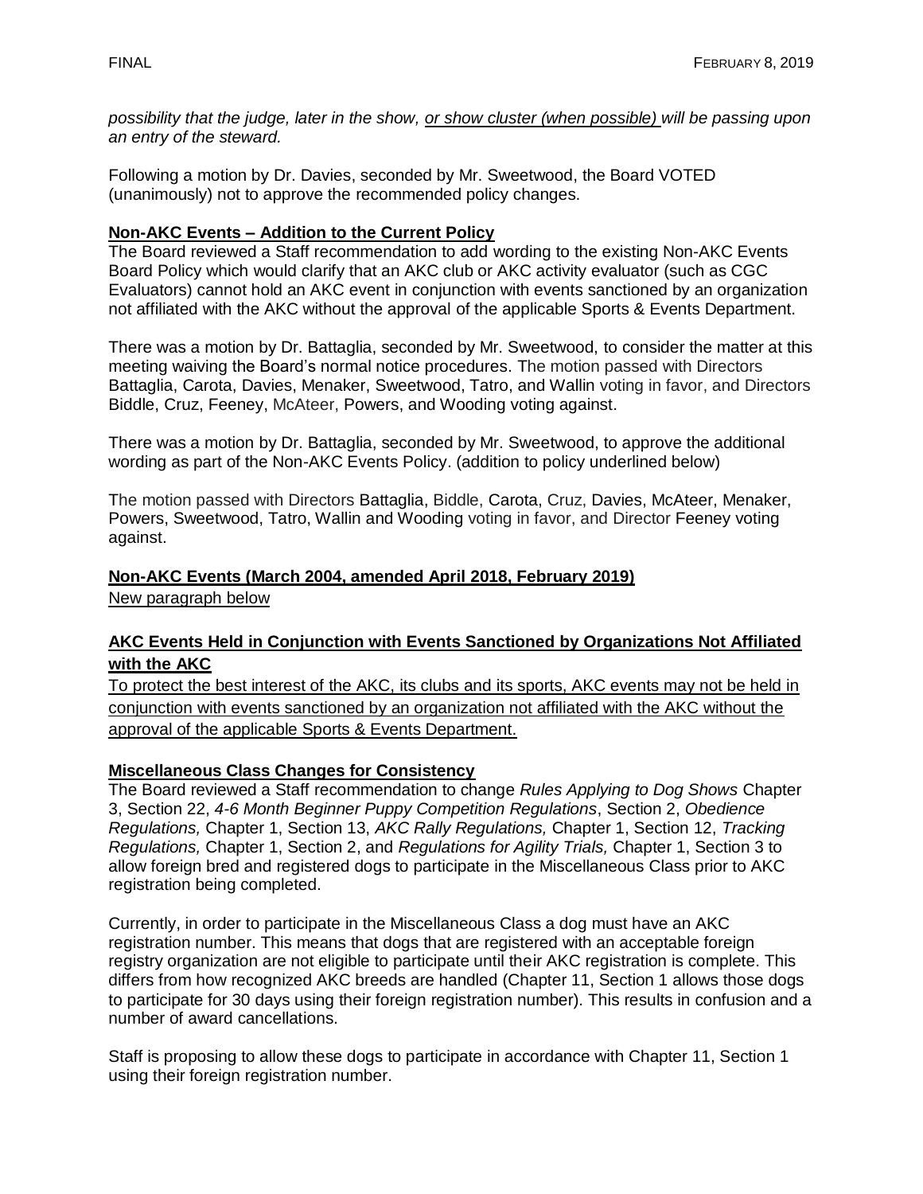*possibility that the judge, later in the show, <u>or show cluster (when possible)</u> will be passing upon an entry of the steward.*

Following a motion by Dr. Davies, seconded by Mr. Sweetwood, the Board VOTED (unanimously) not to approve the recommended policy changes.

**<u>Non-AKC Events – Addition to the Current Policy</u>**

The Board reviewed a Staff recommendation to add wording to the existing Non-AKC Events Board Policy which would clarify that an AKC club or AKC activity evaluator (such as CGC Evaluators) cannot hold an AKC event in conjunction with events sanctioned by an organization not affiliated with the AKC without the approval of the applicable Sports & Events Department.

There was a motion by Dr. Battaglia, seconded by Mr. Sweetwood, to consider the matter at this meeting waiving the Board's normal notice procedures. The motion passed with Directors Battaglia, Carota, Davies, Menaker, Sweetwood, Tatro, and Wallin voting in favor, and Directors Biddle, Cruz, Feeney, McAteer, Powers, and Wooding voting against.

There was a motion by Dr. Battaglia, seconded by Mr. Sweetwood, to approve the additional wording as part of the Non-AKC Events Policy. (addition to policy underlined below)

The motion passed with Directors Battaglia, Biddle, Carota, Cruz, Davies, McAteer, Menaker, Powers, Sweetwood, Tatro, Wallin and Wooding voting in favor, and Director Feeney voting against.

**<u>Non-AKC Events (March 2004, amended April 2018, February 2019)</u>**

<u>New paragraph below</u>

**<u>AKC Events Held in Conjunction with Events Sanctioned by Organizations Not Affiliated with the AKC</u>**

<u>To protect the best interest of the AKC, its clubs and its sports, AKC events may not be held in conjunction with events sanctioned by an organization not affiliated with the AKC without the approval of the applicable Sports & Events Department.</u>

**<u>Miscellaneous Class Changes for Consistency</u>**

The Board reviewed a Staff recommendation to change *Rules Applying to Dog Shows* Chapter 3, Section 22, *4-6 Month Beginner Puppy Competition Regulations*, Section 2, *Obedience Regulations,* Chapter 1, Section 13, *AKC Rally Regulations,* Chapter 1, Section 12, *Tracking Regulations,* Chapter 1, Section 2, and *Regulations for Agility Trials,* Chapter 1, Section 3 to allow foreign bred and registered dogs to participate in the Miscellaneous Class prior to AKC registration being completed.

Currently, in order to participate in the Miscellaneous Class a dog must have an AKC registration number. This means that dogs that are registered with an acceptable foreign registry organization are not eligible to participate until their AKC registration is complete. This differs from how recognized AKC breeds are handled (Chapter 11, Section 1 allows those dogs to participate for 30 days using their foreign registration number). This results in confusion and a number of award cancellations.

Staff is proposing to allow these dogs to participate in accordance with Chapter 11, Section 1 using their foreign registration number.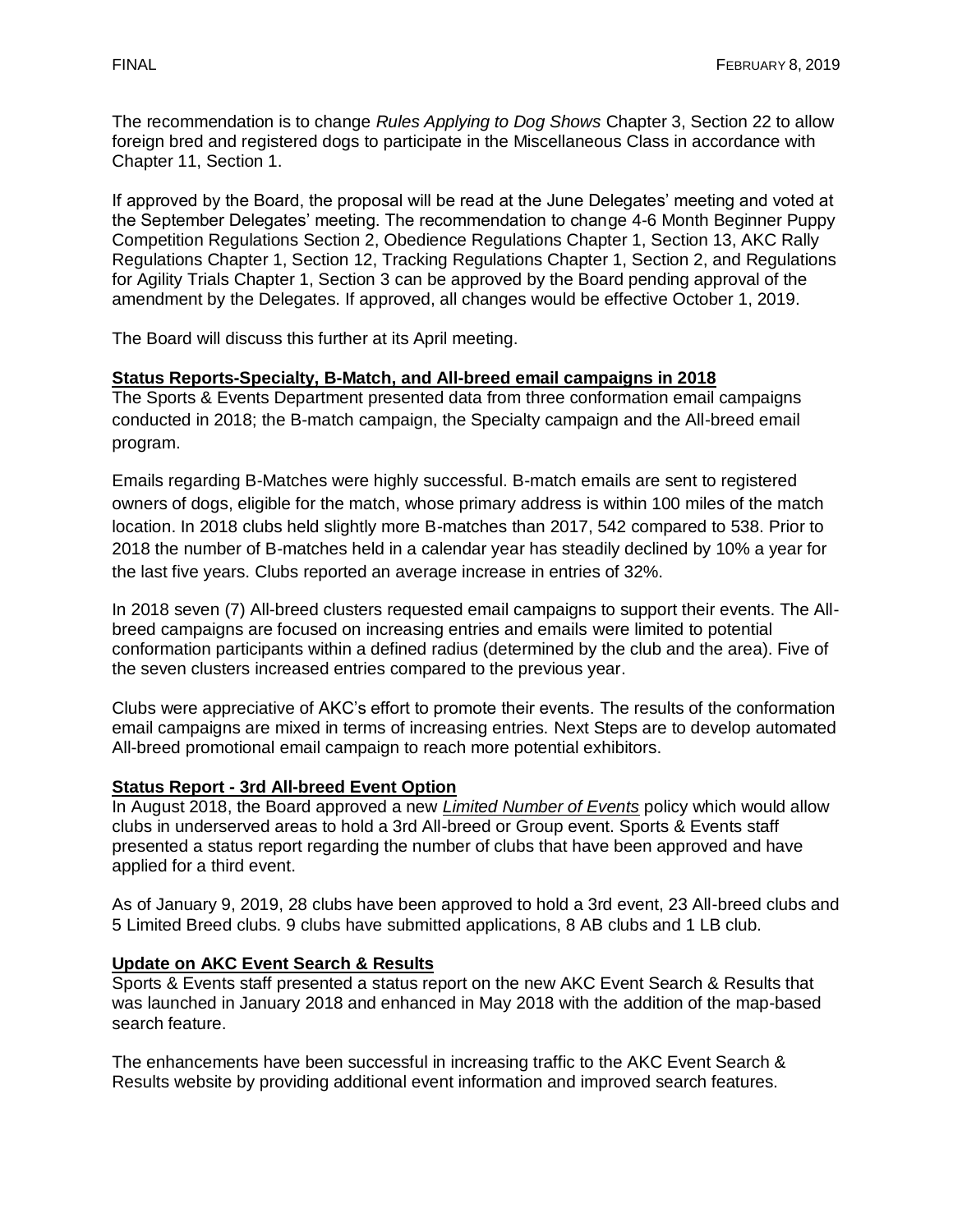The recommendation is to change *Rules Applying to Dog Shows* Chapter 3, Section 22 to allow foreign bred and registered dogs to participate in the Miscellaneous Class in accordance with Chapter 11, Section 1.

If approved by the Board, the proposal will be read at the June Delegates' meeting and voted at the September Delegates' meeting. The recommendation to change 4-6 Month Beginner Puppy Competition Regulations Section 2, Obedience Regulations Chapter 1, Section 13, AKC Rally Regulations Chapter 1, Section 12, Tracking Regulations Chapter 1, Section 2, and Regulations for Agility Trials Chapter 1, Section 3 can be approved by the Board pending approval of the amendment by the Delegates. If approved, all changes would be effective October 1, 2019.

The Board will discuss this further at its April meeting.

**Status Reports-Specialty, B-Match, and All-breed email campaigns in 2018**

The Sports & Events Department presented data from three conformation email campaigns conducted in 2018; the B-match campaign, the Specialty campaign and the All-breed email program.

Emails regarding B-Matches were highly successful. B-match emails are sent to registered owners of dogs, eligible for the match, whose primary address is within 100 miles of the match location. In 2018 clubs held slightly more B-matches than 2017, 542 compared to 538. Prior to 2018 the number of B-matches held in a calendar year has steadily declined by 10% a year for the last five years. Clubs reported an average increase in entries of 32%.

In 2018 seven (7) All-breed clusters requested email campaigns to support their events. The All-breed campaigns are focused on increasing entries and emails were limited to potential conformation participants within a defined radius (determined by the club and the area). Five of the seven clusters increased entries compared to the previous year.

Clubs were appreciative of AKC's effort to promote their events. The results of the conformation email campaigns are mixed in terms of increasing entries. Next Steps are to develop automated All-breed promotional email campaign to reach more potential exhibitors.

**Status Report - 3rd All-breed Event Option**

In August 2018, the Board approved a new ***Limited Number of Events*** policy which would allow clubs in underserved areas to hold a 3rd All-breed or Group event. Sports & Events staff presented a status report regarding the number of clubs that have been approved and have applied for a third event.

As of January 9, 2019, 28 clubs have been approved to hold a 3rd event, 23 All-breed clubs and 5 Limited Breed clubs. 9 clubs have submitted applications, 8 AB clubs and 1 LB club.

**Update on AKC Event Search & Results**

Sports & Events staff presented a status report on the new AKC Event Search & Results that was launched in January 2018 and enhanced in May 2018 with the addition of the map-based search feature.

The enhancements have been successful in increasing traffic to the AKC Event Search & Results website by providing additional event information and improved search features.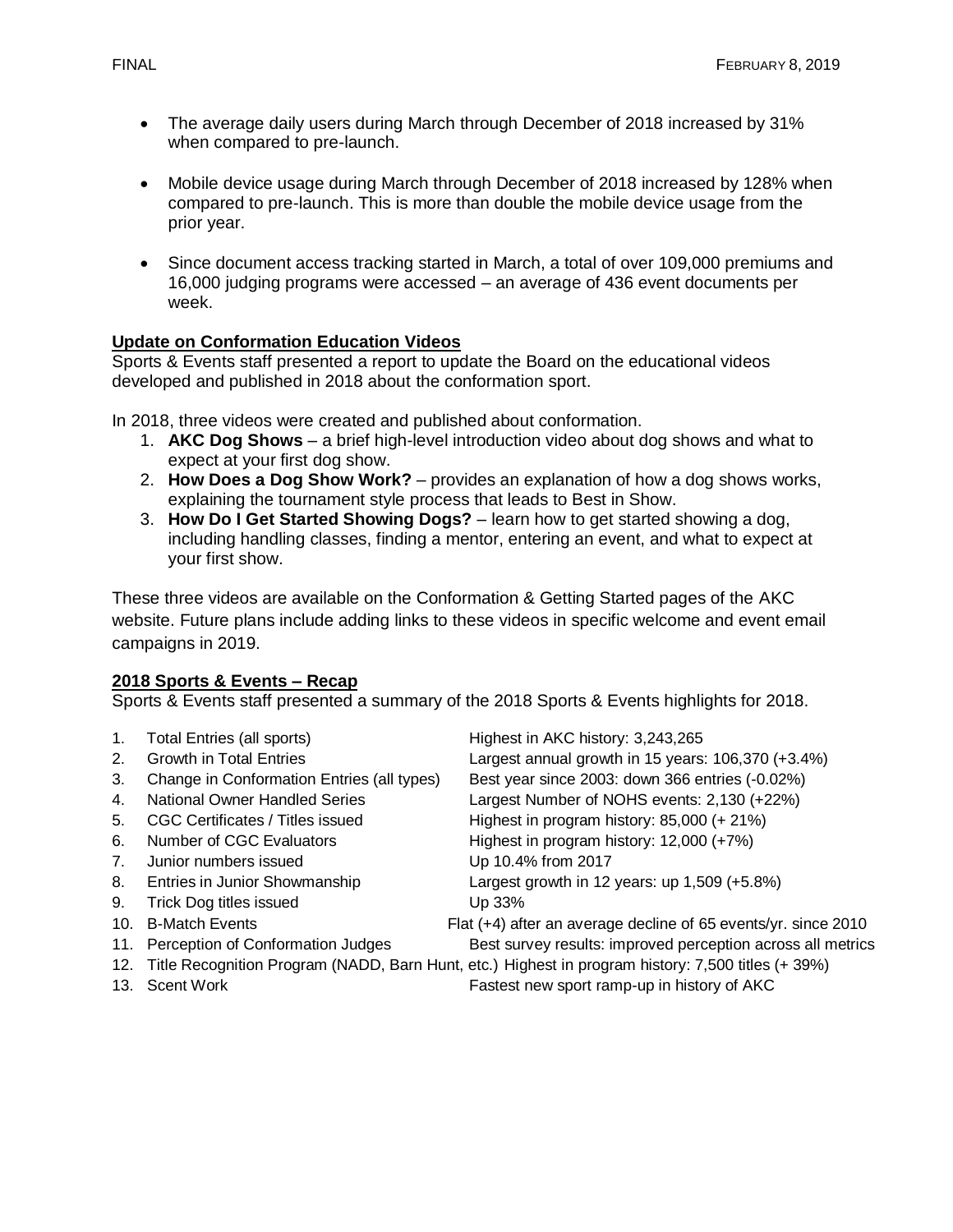- The average daily users during March through December of 2018 increased by 31% when compared to pre-launch.

- Mobile device usage during March through December of 2018 increased by 128% when compared to pre-launch. This is more than double the mobile device usage from the prior year.

- Since document access tracking started in March, a total of over 109,000 premiums and 16,000 judging programs were accessed – an average of 436 event documents per week.

**Update on Conformation Education Videos**

Sports & Events staff presented a report to update the Board on the educational videos developed and published in 2018 about the conformation sport.

In 2018, three videos were created and published about conformation.

1. **AKC Dog Shows** – a brief high-level introduction video about dog shows and what to expect at your first dog show.
2. **How Does a Dog Show Work?** – provides an explanation of how a dog shows works, explaining the tournament style process that leads to Best in Show.
3. **How Do I Get Started Showing Dogs?** – learn how to get started showing a dog, including handling classes, finding a mentor, entering an event, and what to expect at your first show.

These three videos are available on the Conformation & Getting Started pages of the AKC website. Future plans include adding links to these videos in specific welcome and event email campaigns in 2019.

**2018 Sports & Events – Recap**

Sports & Events staff presented a summary of the 2018 Sports & Events highlights for 2018.

| | | |
|---|---|---|
| 1. | Total Entries (all sports) | Highest in AKC history: 3,243,265 |
| 2. | Growth in Total Entries | Largest annual growth in 15 years: 106,370 (+3.4%) |
| 3. | Change in Conformation Entries (all types) | Best year since 2003: down 366 entries (-0.02%) |
| 4. | National Owner Handled Series | Largest Number of NOHS events: 2,130 (+22%) |
| 5. | CGC Certificates / Titles issued | Highest in program history: 85,000 (+ 21%) |
| 6. | Number of CGC Evaluators | Highest in program history: 12,000 (+7%) |
| 7. | Junior numbers issued | Up 10.4% from 2017 |
| 8. | Entries in Junior Showmanship | Largest growth in 12 years: up 1,509 (+5.8%) |
| 9. | Trick Dog titles issued | Up 33% |
| 10. | B-Match Events | Flat (+4) after an average decline of 65 events/yr. since 2010 |
| 11. | Perception of Conformation Judges | Best survey results: improved perception across all metrics |
| 12. | Title Recognition Program (NADD, Barn Hunt, etc.) | Highest in program history: 7,500 titles (+ 39%) |
| 13. | Scent Work | Fastest new sport ramp-up in history of AKC |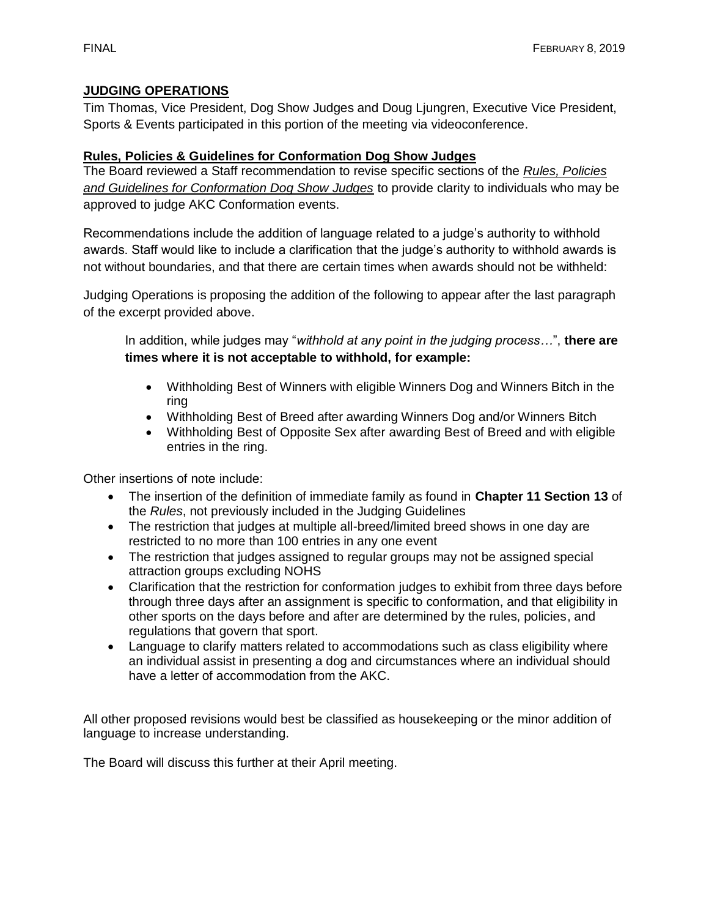## JUDGING OPERATIONS

Tim Thomas, Vice President, Dog Show Judges and Doug Ljungren, Executive Vice President, Sports & Events participated in this portion of the meeting via videoconference.

### Rules, Policies & Guidelines for Conformation Dog Show Judges

The Board reviewed a Staff recommendation to revise specific sections of the *Rules, Policies and Guidelines for Conformation Dog Show Judges* to provide clarity to individuals who may be approved to judge AKC Conformation events.

Recommendations include the addition of language related to a judge's authority to withhold awards. Staff would like to include a clarification that the judge's authority to withhold awards is not without boundaries, and that there are certain times when awards should not be withheld:

Judging Operations is proposing the addition of the following to appear after the last paragraph of the excerpt provided above.

> In addition, while judges may "*withhold at any point in the judging process…*", **there are times where it is not acceptable to withhold, for example:**
>
> - Withholding Best of Winners with eligible Winners Dog and Winners Bitch in the ring
> - Withholding Best of Breed after awarding Winners Dog and/or Winners Bitch
> - Withholding Best of Opposite Sex after awarding Best of Breed and with eligible entries in the ring.

Other insertions of note include:

- The insertion of the definition of immediate family as found in **Chapter 11 Section 13** of the *Rules*, not previously included in the Judging Guidelines
- The restriction that judges at multiple all-breed/limited breed shows in one day are restricted to no more than 100 entries in any one event
- The restriction that judges assigned to regular groups may not be assigned special attraction groups excluding NOHS
- Clarification that the restriction for conformation judges to exhibit from three days before through three days after an assignment is specific to conformation, and that eligibility in other sports on the days before and after are determined by the rules, policies, and regulations that govern that sport.
- Language to clarify matters related to accommodations such as class eligibility where an individual assist in presenting a dog and circumstances where an individual should have a letter of accommodation from the AKC.

All other proposed revisions would best be classified as housekeeping or the minor addition of language to increase understanding.

The Board will discuss this further at their April meeting.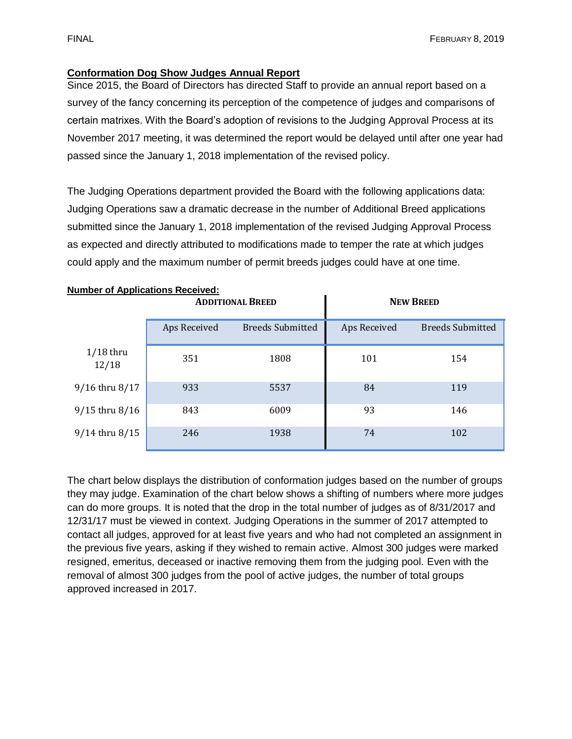## Conformation Dog Show Judges Annual Report

Since 2015, the Board of Directors has directed Staff to provide an annual report based on a survey of the fancy concerning its perception of the competence of judges and comparisons of certain matrixes. With the Board's adoption of revisions to the Judging Approval Process at its November 2017 meeting, it was determined the report would be delayed until after one year had passed since the January 1, 2018 implementation of the revised policy.

The Judging Operations department provided the Board with the following applications data: Judging Operations saw a dramatic decrease in the number of Additional Breed applications submitted since the January 1, 2018 implementation of the revised Judging Approval Process as expected and directly attributed to modifications made to temper the rate at which judges could apply and the maximum number of permit breeds judges could have at one time.

**Number of Applications Received:**

| | ADDITIONAL BREED | | NEW BREED | |
|---|---|---|---|---|
| | Aps Received | Breeds Submitted | Aps Received | Breeds Submitted |
| 1/18 thru 12/18 | 351 | 1808 | 101 | 154 |
| 9/16 thru 8/17 | 933 | 5537 | 84 | 119 |
| 9/15 thru 8/16 | 843 | 6009 | 93 | 146 |
| 9/14 thru 8/15 | 246 | 1938 | 74 | 102 |

The chart below displays the distribution of conformation judges based on the number of groups they may judge. Examination of the chart below shows a shifting of numbers where more judges can do more groups. It is noted that the drop in the total number of judges as of 8/31/2017 and 12/31/17 must be viewed in context. Judging Operations in the summer of 2017 attempted to contact all judges, approved for at least five years and who had not completed an assignment in the previous five years, asking if they wished to remain active. Almost 300 judges were marked resigned, emeritus, deceased or inactive removing them from the judging pool. Even with the removal of almost 300 judges from the pool of active judges, the number of total groups approved increased in 2017.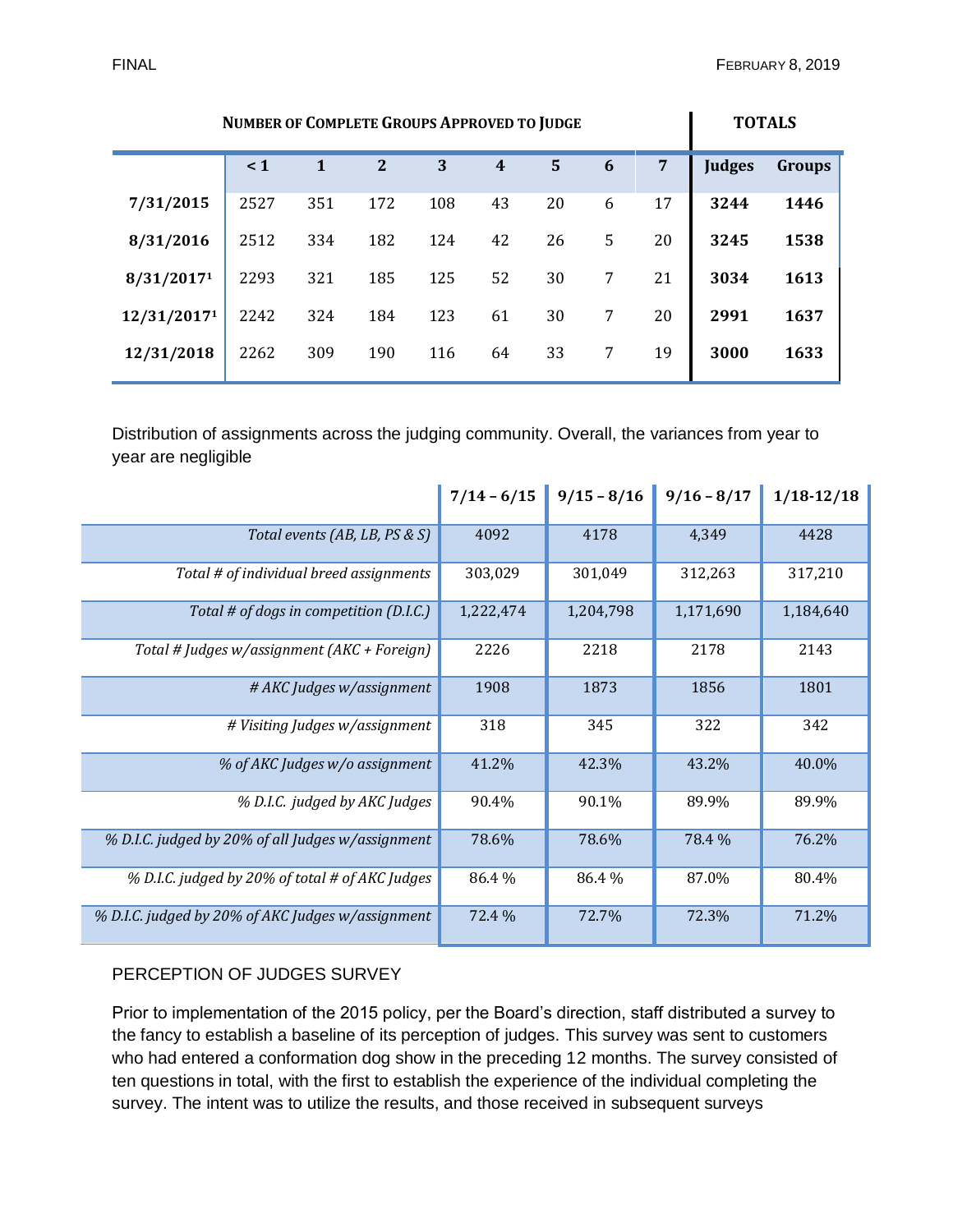| NUMBER OF COMPLETE GROUPS APPROVED TO JUDGE | | | | | | | | | TOTALS | |
|---|---|---|---|---|---|---|---|---|---|---|
| | < 1 | 1 | 2 | 3 | 4 | 5 | 6 | 7 | Judges | Groups |
| **7/31/2015** | 2527 | 351 | 172 | 108 | 43 | 20 | 6 | 17 | **3244** | **1446** |
| **8/31/2016** | 2512 | 334 | 182 | 124 | 42 | 26 | 5 | 20 | **3245** | **1538** |
| **8/31/2017[1]** | 2293 | 321 | 185 | 125 | 52 | 30 | 7 | 21 | **3034** | **1613** |
| **12/31/2017[1]** | 2242 | 324 | 184 | 123 | 61 | 30 | 7 | 20 | **2991** | **1637** |
| **12/31/2018** | 2262 | 309 | 190 | 116 | 64 | 33 | 7 | 19 | **3000** | **1633** |

Distribution of assignments across the judging community. Overall, the variances from year to year are negligible

| | 7/14 – 6/15 | 9/15 – 8/16 | 9/16 – 8/17 | 1/18-12/18 |
|---|---|---|---|---|
| *Total events (AB, LB, PS & S)* | 4092 | 4178 | 4,349 | 4428 |
| *Total # of individual breed assignments* | 303,029 | 301,049 | 312,263 | 317,210 |
| *Total # of dogs in competition (D.I.C.)* | 1,222,474 | 1,204,798 | 1,171,690 | 1,184,640 |
| *Total # Judges w/assignment (AKC + Foreign)* | 2226 | 2218 | 2178 | 2143 |
| *# AKC Judges w/assignment* | 1908 | 1873 | 1856 | 1801 |
| *# Visiting Judges w/assignment* | 318 | 345 | 322 | 342 |
| *% of AKC Judges w/o assignment* | 41.2% | 42.3% | 43.2% | 40.0% |
| *% D.I.C. judged by AKC Judges* | 90.4% | 90.1% | 89.9% | 89.9% |
| *% D.I.C. judged by 20% of all Judges w/assignment* | 78.6% | 78.6% | 78.4 % | 76.2% |
| *% D.I.C. judged by 20% of total # of AKC Judges* | 86.4 % | 86.4 % | 87.0% | 80.4% |
| *% D.I.C. judged by 20% of AKC Judges w/assignment* | 72.4 % | 72.7% | 72.3% | 71.2% |

PERCEPTION OF JUDGES SURVEY

Prior to implementation of the 2015 policy, per the Board's direction, staff distributed a survey to the fancy to establish a baseline of its perception of judges. This survey was sent to customers who had entered a conformation dog show in the preceding 12 months. The survey consisted of ten questions in total, with the first to establish the experience of the individual completing the survey. The intent was to utilize the results, and those received in subsequent surveys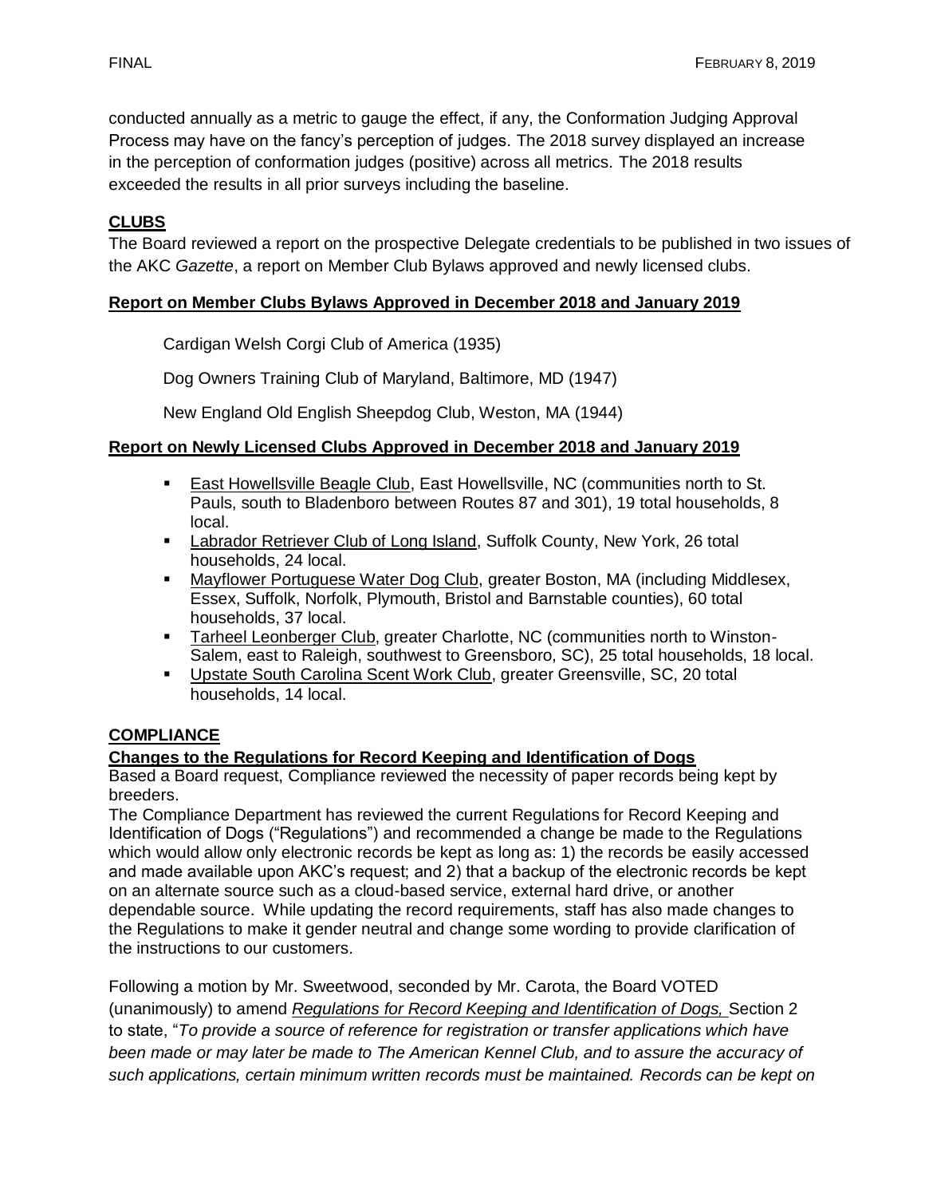conducted annually as a metric to gauge the effect, if any, the Conformation Judging Approval Process may have on the fancy's perception of judges. The 2018 survey displayed an increase in the perception of conformation judges (positive) across all metrics. The 2018 results exceeded the results in all prior surveys including the baseline.

## CLUBS

The Board reviewed a report on the prospective Delegate credentials to be published in two issues of the AKC *Gazette*, a report on Member Club Bylaws approved and newly licensed clubs.

### Report on Member Clubs Bylaws Approved in December 2018 and January 2019

Cardigan Welsh Corgi Club of America (1935)

Dog Owners Training Club of Maryland, Baltimore, MD (1947)

New England Old English Sheepdog Club, Weston, MA (1944)

### Report on Newly Licensed Clubs Approved in December 2018 and January 2019

- East Howellsville Beagle Club, East Howellsville, NC (communities north to St. Pauls, south to Bladenboro between Routes 87 and 301), 19 total households, 8 local.
- Labrador Retriever Club of Long Island, Suffolk County, New York, 26 total households, 24 local.
- Mayflower Portuguese Water Dog Club, greater Boston, MA (including Middlesex, Essex, Suffolk, Norfolk, Plymouth, Bristol and Barnstable counties), 60 total households, 37 local.
- Tarheel Leonberger Club, greater Charlotte, NC (communities north to Winston-Salem, east to Raleigh, southwest to Greensboro, SC), 25 total households, 18 local.
- Upstate South Carolina Scent Work Club, greater Greensville, SC, 20 total households, 14 local.

## COMPLIANCE

### Changes to the Regulations for Record Keeping and Identification of Dogs

Based a Board request, Compliance reviewed the necessity of paper records being kept by breeders.

The Compliance Department has reviewed the current Regulations for Record Keeping and Identification of Dogs ("Regulations") and recommended a change be made to the Regulations which would allow only electronic records be kept as long as: 1) the records be easily accessed and made available upon AKC's request; and 2) that a backup of the electronic records be kept on an alternate source such as a cloud-based service, external hard drive, or another dependable source. While updating the record requirements, staff has also made changes to the Regulations to make it gender neutral and change some wording to provide clarification of the instructions to our customers.

Following a motion by Mr. Sweetwood, seconded by Mr. Carota, the Board VOTED (unanimously) to amend *Regulations for Record Keeping and Identification of Dogs,* Section 2 to state, "*To provide a source of reference for registration or transfer applications which have been made or may later be made to The American Kennel Club, and to assure the accuracy of such applications, certain minimum written records must be maintained. Records can be kept on*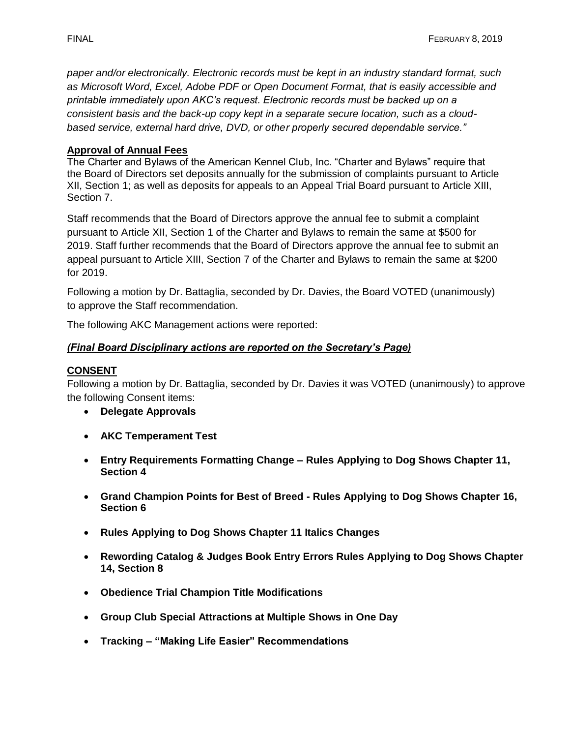*paper and/or electronically. Electronic records must be kept in an industry standard format, such as Microsoft Word, Excel, Adobe PDF or Open Document Format, that is easily accessible and printable immediately upon AKC's request. Electronic records must be backed up on a consistent basis and the back-up copy kept in a separate secure location, such as a cloud-based service, external hard drive, DVD, or other properly secured dependable service."*

**Approval of Annual Fees**

The Charter and Bylaws of the American Kennel Club, Inc. "Charter and Bylaws" require that the Board of Directors set deposits annually for the submission of complaints pursuant to Article XII, Section 1; as well as deposits for appeals to an Appeal Trial Board pursuant to Article XIII, Section 7.

Staff recommends that the Board of Directors approve the annual fee to submit a complaint pursuant to Article XII, Section 1 of the Charter and Bylaws to remain the same at $500 for 2019. Staff further recommends that the Board of Directors approve the annual fee to submit an appeal pursuant to Article XIII, Section 7 of the Charter and Bylaws to remain the same at $200 for 2019.

Following a motion by Dr. Battaglia, seconded by Dr. Davies, the Board VOTED (unanimously) to approve the Staff recommendation.

The following AKC Management actions were reported:

***(Final Board Disciplinary actions are reported on the Secretary's Page)***

**CONSENT**

Following a motion by Dr. Battaglia, seconded by Dr. Davies it was VOTED (unanimously) to approve the following Consent items:

- **Delegate Approvals**
- **AKC Temperament Test**
- **Entry Requirements Formatting Change – Rules Applying to Dog Shows Chapter 11, Section 4**
- **Grand Champion Points for Best of Breed - Rules Applying to Dog Shows Chapter 16, Section 6**
- **Rules Applying to Dog Shows Chapter 11 Italics Changes**
- **Rewording Catalog & Judges Book Entry Errors Rules Applying to Dog Shows Chapter 14, Section 8**
- **Obedience Trial Champion Title Modifications**
- **Group Club Special Attractions at Multiple Shows in One Day**
- **Tracking – "Making Life Easier" Recommendations**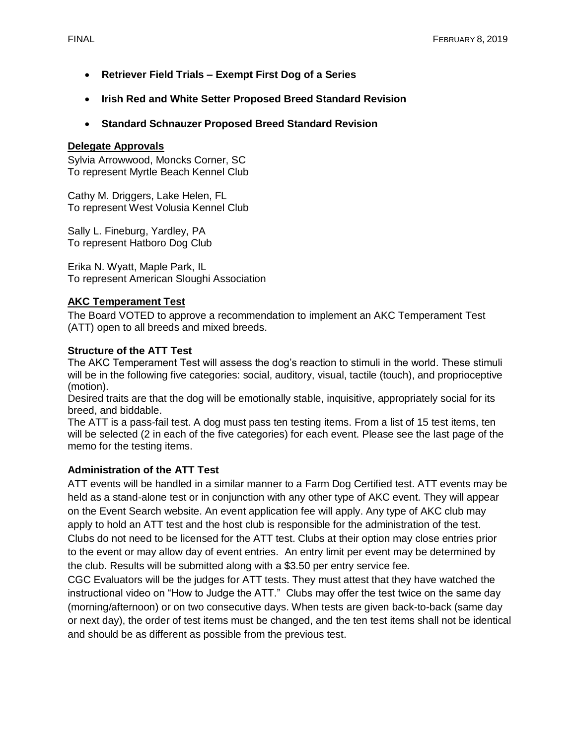- **Retriever Field Trials – Exempt First Dog of a Series**
- **Irish Red and White Setter Proposed Breed Standard Revision**
- **Standard Schnauzer Proposed Breed Standard Revision**

## Delegate Approvals

Sylvia Arrowwood, Moncks Corner, SC
To represent Myrtle Beach Kennel Club

Cathy M. Driggers, Lake Helen, FL
To represent West Volusia Kennel Club

Sally L. Fineburg, Yardley, PA
To represent Hatboro Dog Club

Erika N. Wyatt, Maple Park, IL
To represent American Sloughi Association

## AKC Temperament Test

The Board VOTED to approve a recommendation to implement an AKC Temperament Test (ATT) open to all breeds and mixed breeds.

### Structure of the ATT Test

The AKC Temperament Test will assess the dog's reaction to stimuli in the world. These stimuli will be in the following five categories: social, auditory, visual, tactile (touch), and proprioceptive (motion).

Desired traits are that the dog will be emotionally stable, inquisitive, appropriately social for its breed, and biddable.

The ATT is a pass-fail test. A dog must pass ten testing items. From a list of 15 test items, ten will be selected (2 in each of the five categories) for each event. Please see the last page of the memo for the testing items.

### Administration of the ATT Test

ATT events will be handled in a similar manner to a Farm Dog Certified test. ATT events may be held as a stand-alone test or in conjunction with any other type of AKC event. They will appear on the Event Search website. An event application fee will apply. Any type of AKC club may apply to hold an ATT test and the host club is responsible for the administration of the test. Clubs do not need to be licensed for the ATT test. Clubs at their option may close entries prior to the event or may allow day of event entries. An entry limit per event may be determined by the club. Results will be submitted along with a $3.50 per entry service fee.

CGC Evaluators will be the judges for ATT tests. They must attest that they have watched the instructional video on "How to Judge the ATT." Clubs may offer the test twice on the same day (morning/afternoon) or on two consecutive days. When tests are given back-to-back (same day or next day), the order of test items must be changed, and the ten test items shall not be identical and should be as different as possible from the previous test.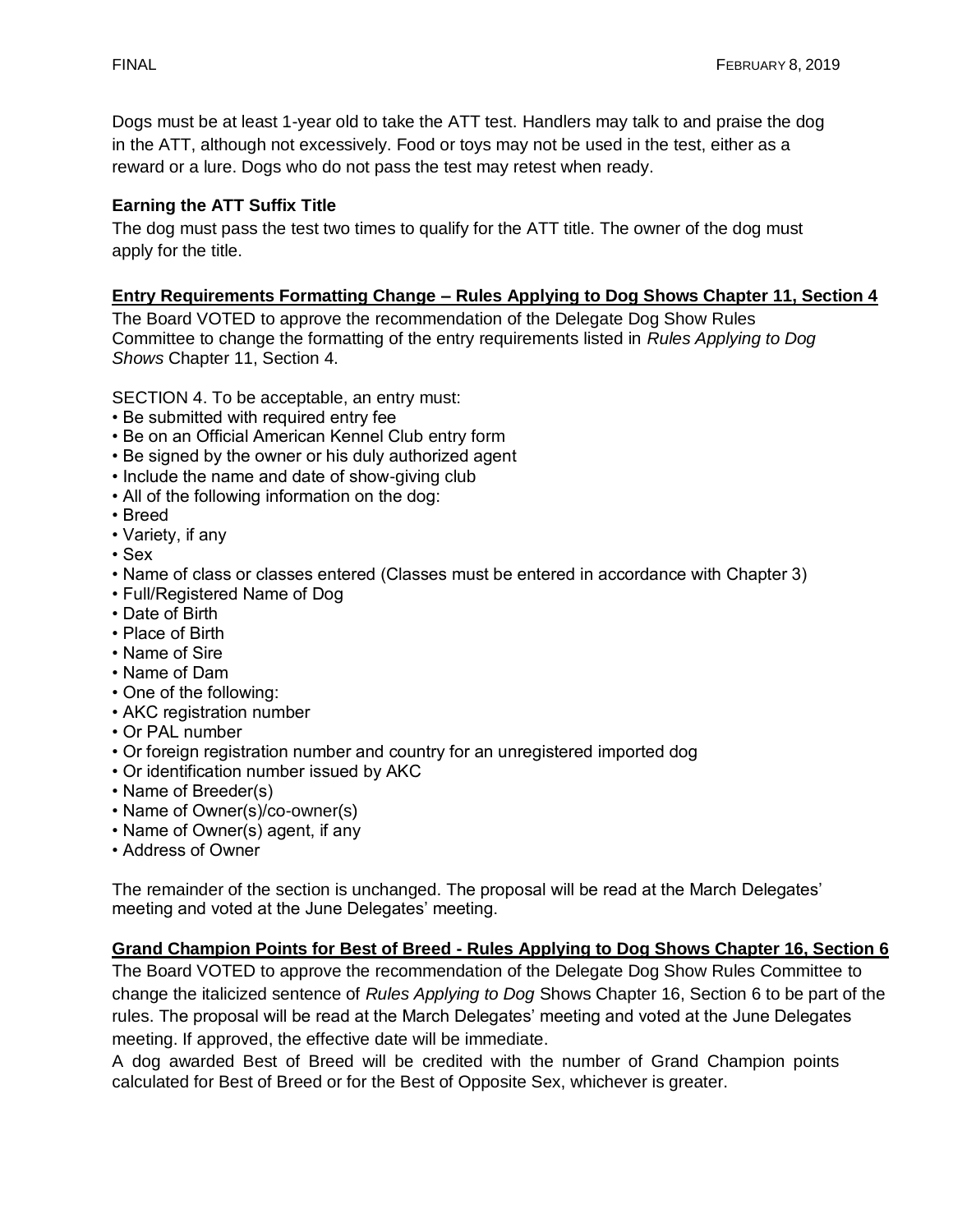Dogs must be at least 1-year old to take the ATT test. Handlers may talk to and praise the dog in the ATT, although not excessively. Food or toys may not be used in the test, either as a reward or a lure. Dogs who do not pass the test may retest when ready.

**Earning the ATT Suffix Title**

The dog must pass the test two times to qualify for the ATT title. The owner of the dog must apply for the title.

**Entry Requirements Formatting Change – Rules Applying to Dog Shows Chapter 11, Section 4**

The Board VOTED to approve the recommendation of the Delegate Dog Show Rules Committee to change the formatting of the entry requirements listed in *Rules Applying to Dog Shows* Chapter 11, Section 4.

SECTION 4. To be acceptable, an entry must:

- Be submitted with required entry fee
- Be on an Official American Kennel Club entry form
- Be signed by the owner or his duly authorized agent
- Include the name and date of show-giving club
- All of the following information on the dog:
- Breed
- Variety, if any
- Sex
- Name of class or classes entered (Classes must be entered in accordance with Chapter 3)
- Full/Registered Name of Dog
- Date of Birth
- Place of Birth
- Name of Sire
- Name of Dam
- One of the following:
- AKC registration number
- Or PAL number
- Or foreign registration number and country for an unregistered imported dog
- Or identification number issued by AKC
- Name of Breeder(s)
- Name of Owner(s)/co-owner(s)
- Name of Owner(s) agent, if any
- Address of Owner

The remainder of the section is unchanged. The proposal will be read at the March Delegates' meeting and voted at the June Delegates' meeting.

**Grand Champion Points for Best of Breed - Rules Applying to Dog Shows Chapter 16, Section 6**

The Board VOTED to approve the recommendation of the Delegate Dog Show Rules Committee to change the italicized sentence of *Rules Applying to Dog* Shows Chapter 16, Section 6 to be part of the rules. The proposal will be read at the March Delegates' meeting and voted at the June Delegates meeting. If approved, the effective date will be immediate.

A dog awarded Best of Breed will be credited with the number of Grand Champion points calculated for Best of Breed or for the Best of Opposite Sex, whichever is greater.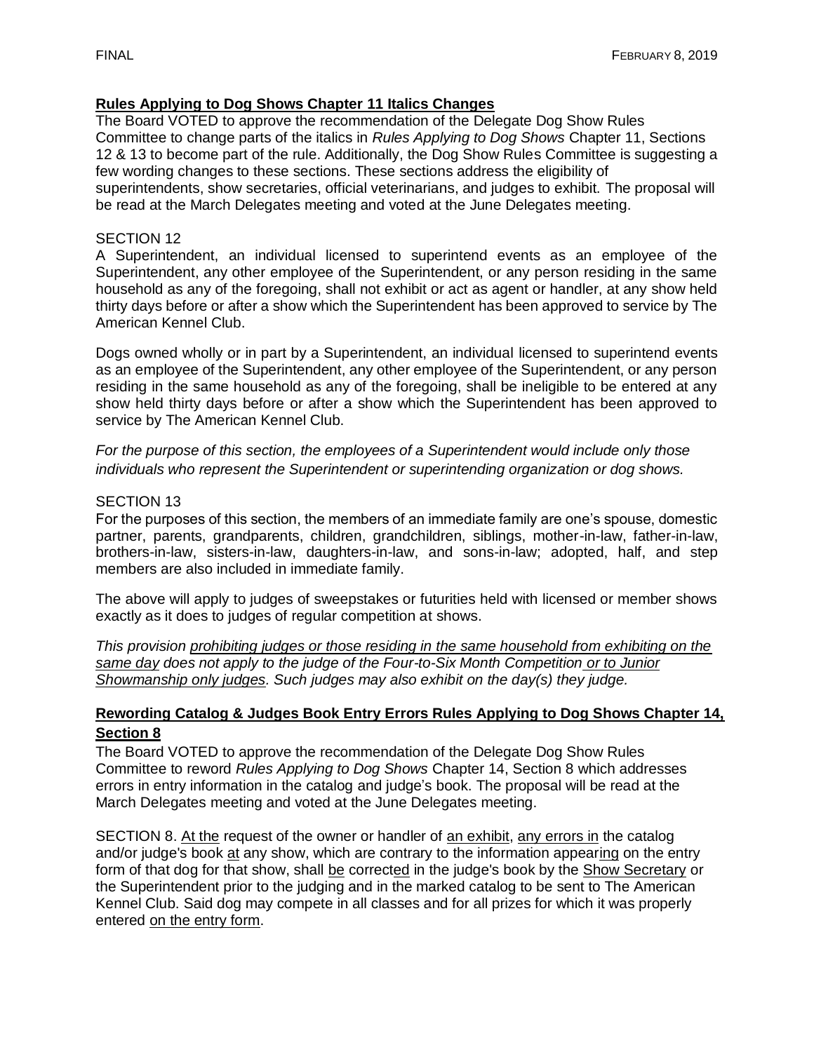**Rules Applying to Dog Shows Chapter 11 Italics Changes**

The Board VOTED to approve the recommendation of the Delegate Dog Show Rules Committee to change parts of the italics in *Rules Applying to Dog Shows* Chapter 11, Sections 12 & 13 to become part of the rule. Additionally, the Dog Show Rules Committee is suggesting a few wording changes to these sections. These sections address the eligibility of superintendents, show secretaries, official veterinarians, and judges to exhibit. The proposal will be read at the March Delegates meeting and voted at the June Delegates meeting.

SECTION 12

A Superintendent, an individual licensed to superintend events as an employee of the Superintendent, any other employee of the Superintendent, or any person residing in the same household as any of the foregoing, shall not exhibit or act as agent or handler, at any show held thirty days before or after a show which the Superintendent has been approved to service by The American Kennel Club.

Dogs owned wholly or in part by a Superintendent, an individual licensed to superintend events as an employee of the Superintendent, any other employee of the Superintendent, or any person residing in the same household as any of the foregoing, shall be ineligible to be entered at any show held thirty days before or after a show which the Superintendent has been approved to service by The American Kennel Club.

*For the purpose of this section, the employees of a Superintendent would include only those individuals who represent the Superintendent or superintending organization or dog shows.*

SECTION 13

For the purposes of this section, the members of an immediate family are one's spouse, domestic partner, parents, grandparents, children, grandchildren, siblings, mother-in-law, father-in-law, brothers-in-law, sisters-in-law, daughters-in-law, and sons-in-law; adopted, half, and step members are also included in immediate family.

The above will apply to judges of sweepstakes or futurities held with licensed or member shows exactly as it does to judges of regular competition at shows.

*This provision <u>prohibiting judges or those residing in the same household from exhibiting on the same day</u> does not apply to the judge of the Four-to-Six Month Competition <u>or to Junior Showmanship only judges</u>. Such judges may also exhibit on the day(s) they judge.*

**Rewording Catalog & Judges Book Entry Errors Rules Applying to Dog Shows Chapter 14, Section 8**

The Board VOTED to approve the recommendation of the Delegate Dog Show Rules Committee to reword *Rules Applying to Dog Shows* Chapter 14, Section 8 which addresses errors in entry information in the catalog and judge's book. The proposal will be read at the March Delegates meeting and voted at the June Delegates meeting.

SECTION 8. <u>At the</u> request of the owner or handler of <u>an exhibit</u>, <u>any errors in</u> the catalog and/or judge's book <u>at</u> any show, which are contrary to the information appear<u>ing</u> on the entry form of that dog for that show, shall <u>be</u> correct<u>ed</u> in the judge's book by the <u>Show Secretary</u> or the Superintendent prior to the judging and in the marked catalog to be sent to The American Kennel Club. Said dog may compete in all classes and for all prizes for which it was properly entered <u>on the entry form</u>.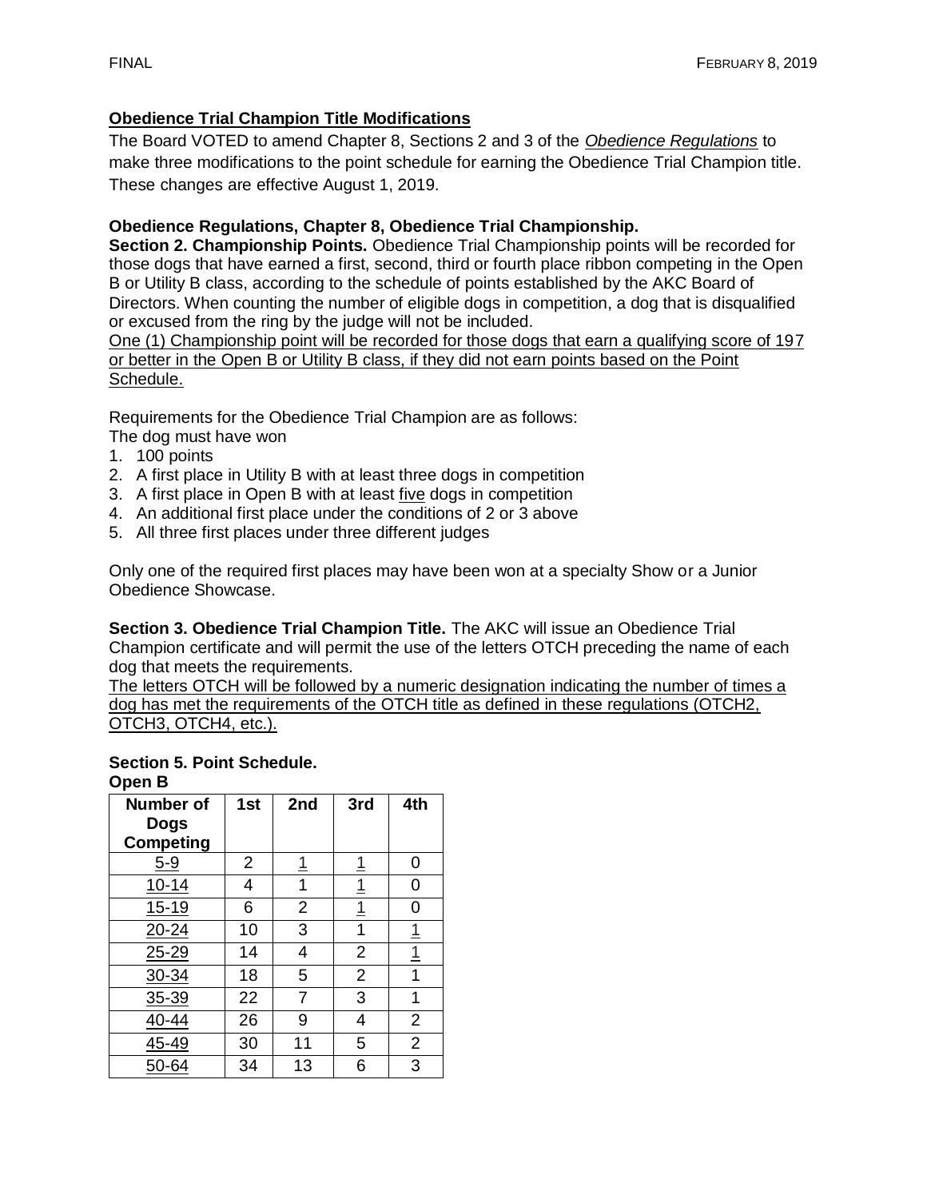**<u>Obedience Trial Champion Title Modifications</u>**

The Board VOTED to amend Chapter 8, Sections 2 and 3 of the *<u>Obedience Regulations</u>* to make three modifications to the point schedule for earning the Obedience Trial Champion title. These changes are effective August 1, 2019.

**Obedience Regulations, Chapter 8, Obedience Trial Championship.**

**Section 2. Championship Points.** Obedience Trial Championship points will be recorded for those dogs that have earned a first, second, third or fourth place ribbon competing in the Open B or Utility B class, according to the schedule of points established by the AKC Board of Directors. When counting the number of eligible dogs in competition, a dog that is disqualified or excused from the ring by the judge will not be included.

<u>One (1) Championship point will be recorded for those dogs that earn a qualifying score of 197 or better in the Open B or Utility B class, if they did not earn points based on the Point Schedule.</u>

Requirements for the Obedience Trial Champion are as follows:

The dog must have won

1. 100 points
2. A first place in Utility B with at least three dogs in competition
3. A first place in Open B with at least <u>five</u> dogs in competition
4. An additional first place under the conditions of 2 or 3 above
5. All three first places under three different judges

Only one of the required first places may have been won at a specialty Show or a Junior Obedience Showcase.

**Section 3. Obedience Trial Champion Title.** The AKC will issue an Obedience Trial Champion certificate and will permit the use of the letters OTCH preceding the name of each dog that meets the requirements.

<u>The letters OTCH will be followed by a numeric designation indicating the number of times a dog has met the requirements of the OTCH title as defined in these regulations (OTCH2, OTCH3, OTCH4, etc.).</u>

**Section 5. Point Schedule.**

**Open B**

| Number of Dogs Competing | 1st | 2nd | 3rd | 4th |
|---|---|---|---|---|
| <u>5-9</u> | 2 | <u>1</u> | <u>1</u> | 0 |
| <u>10-14</u> | 4 | 1 | <u>1</u> | 0 |
| <u>15-19</u> | 6 | 2 | <u>1</u> | 0 |
| <u>20-24</u> | 10 | 3 | 1 | <u>1</u> |
| <u>25-29</u> | 14 | 4 | 2 | <u>1</u> |
| <u>30-34</u> | 18 | 5 | 2 | 1 |
| <u>35-39</u> | 22 | 7 | 3 | 1 |
| <u>40-44</u> | 26 | 9 | 4 | 2 |
| <u>45-49</u> | 30 | 11 | 5 | 2 |
| <u>50-64</u> | 34 | 13 | 6 | 3 |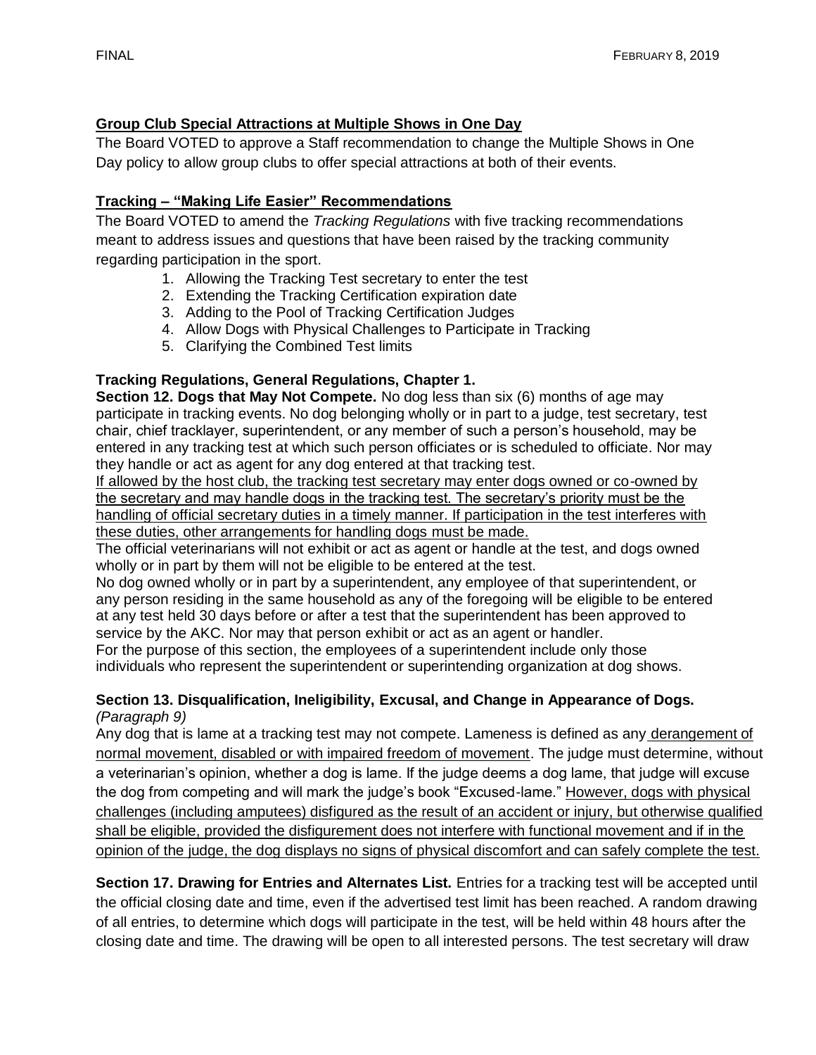**Group Club Special Attractions at Multiple Shows in One Day**

The Board VOTED to approve a Staff recommendation to change the Multiple Shows in One Day policy to allow group clubs to offer special attractions at both of their events.

**Tracking – "Making Life Easier" Recommendations**

The Board VOTED to amend the *Tracking Regulations* with five tracking recommendations meant to address issues and questions that have been raised by the tracking community regarding participation in the sport.

1. Allowing the Tracking Test secretary to enter the test
2. Extending the Tracking Certification expiration date
3. Adding to the Pool of Tracking Certification Judges
4. Allow Dogs with Physical Challenges to Participate in Tracking
5. Clarifying the Combined Test limits

**Tracking Regulations, General Regulations, Chapter 1.**

**Section 12. Dogs that May Not Compete.** No dog less than six (6) months of age may participate in tracking events. No dog belonging wholly or in part to a judge, test secretary, test chair, chief tracklayer, superintendent, or any member of such a person's household, may be entered in any tracking test at which such person officiates or is scheduled to officiate. Nor may they handle or act as agent for any dog entered at that tracking test.

If allowed by the host club, the tracking test secretary may enter dogs owned or co-owned by the secretary and may handle dogs in the tracking test. The secretary's priority must be the handling of official secretary duties in a timely manner. If participation in the test interferes with these duties, other arrangements for handling dogs must be made.

The official veterinarians will not exhibit or act as agent or handle at the test, and dogs owned wholly or in part by them will not be eligible to be entered at the test.

No dog owned wholly or in part by a superintendent, any employee of that superintendent, or any person residing in the same household as any of the foregoing will be eligible to be entered at any test held 30 days before or after a test that the superintendent has been approved to service by the AKC. Nor may that person exhibit or act as an agent or handler.

For the purpose of this section, the employees of a superintendent include only those individuals who represent the superintendent or superintending organization at dog shows.

**Section 13. Disqualification, Ineligibility, Excusal, and Change in Appearance of Dogs.**
*(Paragraph 9)*

Any dog that is lame at a tracking test may not compete. Lameness is defined as any derangement of normal movement, disabled or with impaired freedom of movement. The judge must determine, without a veterinarian's opinion, whether a dog is lame. If the judge deems a dog lame, that judge will excuse the dog from competing and will mark the judge's book "Excused-lame." However, dogs with physical challenges (including amputees) disfigured as the result of an accident or injury, but otherwise qualified shall be eligible, provided the disfigurement does not interfere with functional movement and if in the opinion of the judge, the dog displays no signs of physical discomfort and can safely complete the test.

**Section 17. Drawing for Entries and Alternates List.** Entries for a tracking test will be accepted until the official closing date and time, even if the advertised test limit has been reached. A random drawing of all entries, to determine which dogs will participate in the test, will be held within 48 hours after the closing date and time. The drawing will be open to all interested persons. The test secretary will draw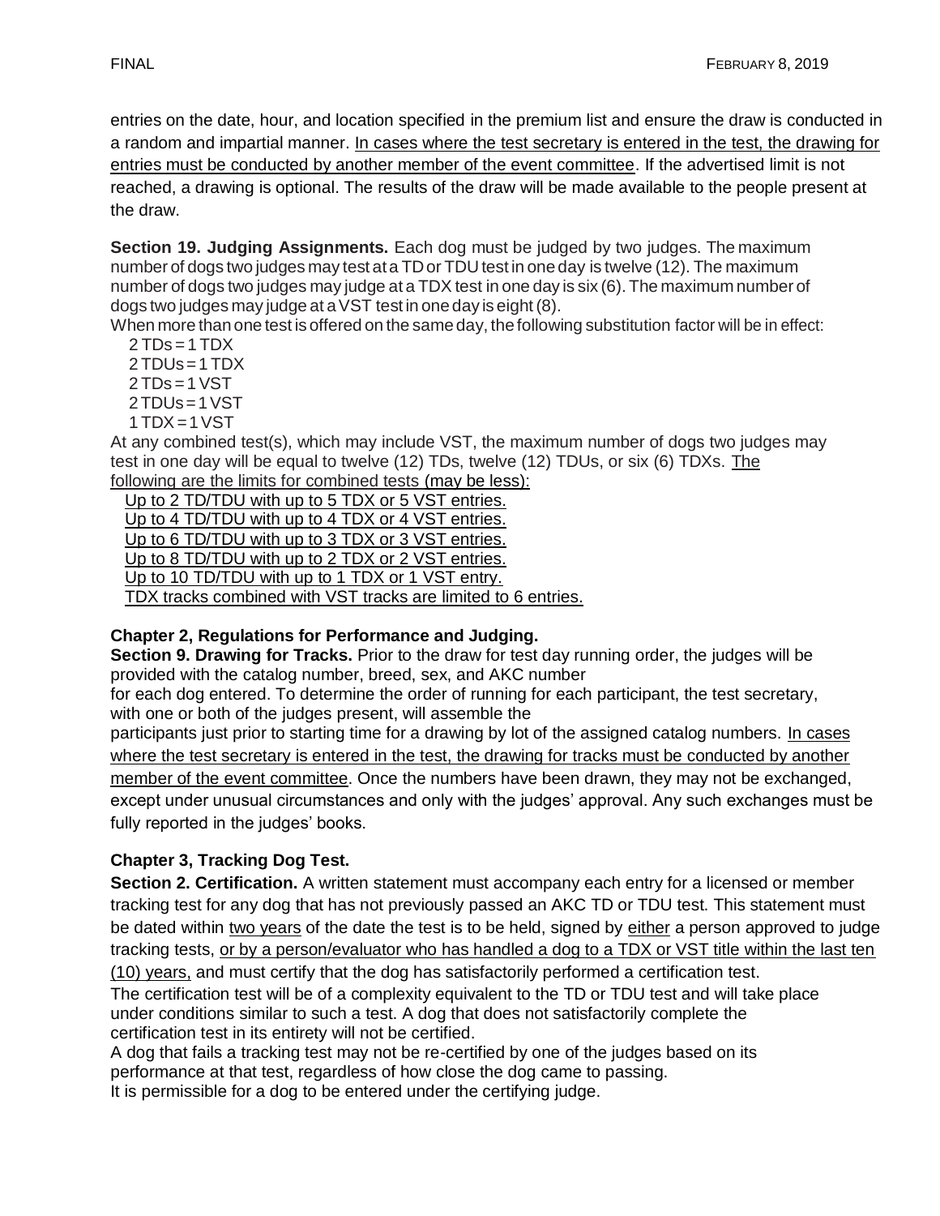entries on the date, hour, and location specified in the premium list and ensure the draw is conducted in a random and impartial manner. In cases where the test secretary is entered in the test, the drawing for entries must be conducted by another member of the event committee. If the advertised limit is not reached, a drawing is optional. The results of the draw will be made available to the people present at the draw.

**Section 19. Judging Assignments.** Each dog must be judged by two judges. The maximum number of dogs two judges may test at a TD or TDU test in one day is twelve (12). The maximum number of dogs two judges may judge at a TDX test in one day is six (6). The maximum number of dogs two judges may judge at a VST test in one day is eight (8).

When more than one test is offered on the same day, the following substitution factor will be in effect:

2 TDs = 1 TDX
2 TDUs = 1 TDX
2 TDs = 1 VST
2 TDUs = 1 VST
1 TDX = 1 VST

At any combined test(s), which may include VST, the maximum number of dogs two judges may test in one day will be equal to twelve (12) TDs, twelve (12) TDUs, or six (6) TDXs. The following are the limits for combined tests (may be less):

Up to 2 TD/TDU with up to 5 TDX or 5 VST entries.
Up to 4 TD/TDU with up to 4 TDX or 4 VST entries.
Up to 6 TD/TDU with up to 3 TDX or 3 VST entries.
Up to 8 TD/TDU with up to 2 TDX or 2 VST entries.
Up to 10 TD/TDU with up to 1 TDX or 1 VST entry.
TDX tracks combined with VST tracks are limited to 6 entries.

**Chapter 2, Regulations for Performance and Judging.**

**Section 9. Drawing for Tracks.** Prior to the draw for test day running order, the judges will be provided with the catalog number, breed, sex, and AKC number for each dog entered. To determine the order of running for each participant, the test secretary, with one or both of the judges present, will assemble the participants just prior to starting time for a drawing by lot of the assigned catalog numbers. In cases where the test secretary is entered in the test, the drawing for tracks must be conducted by another member of the event committee. Once the numbers have been drawn, they may not be exchanged, except under unusual circumstances and only with the judges' approval. Any such exchanges must be fully reported in the judges' books.

**Chapter 3, Tracking Dog Test.**

**Section 2. Certification.** A written statement must accompany each entry for a licensed or member tracking test for any dog that has not previously passed an AKC TD or TDU test. This statement must be dated within two years of the date the test is to be held, signed by either a person approved to judge tracking tests, or by a person/evaluator who has handled a dog to a TDX or VST title within the last ten (10) years, and must certify that the dog has satisfactorily performed a certification test.

The certification test will be of a complexity equivalent to the TD or TDU test and will take place under conditions similar to such a test. A dog that does not satisfactorily complete the certification test in its entirety will not be certified.

A dog that fails a tracking test may not be re-certified by one of the judges based on its performance at that test, regardless of how close the dog came to passing.

It is permissible for a dog to be entered under the certifying judge.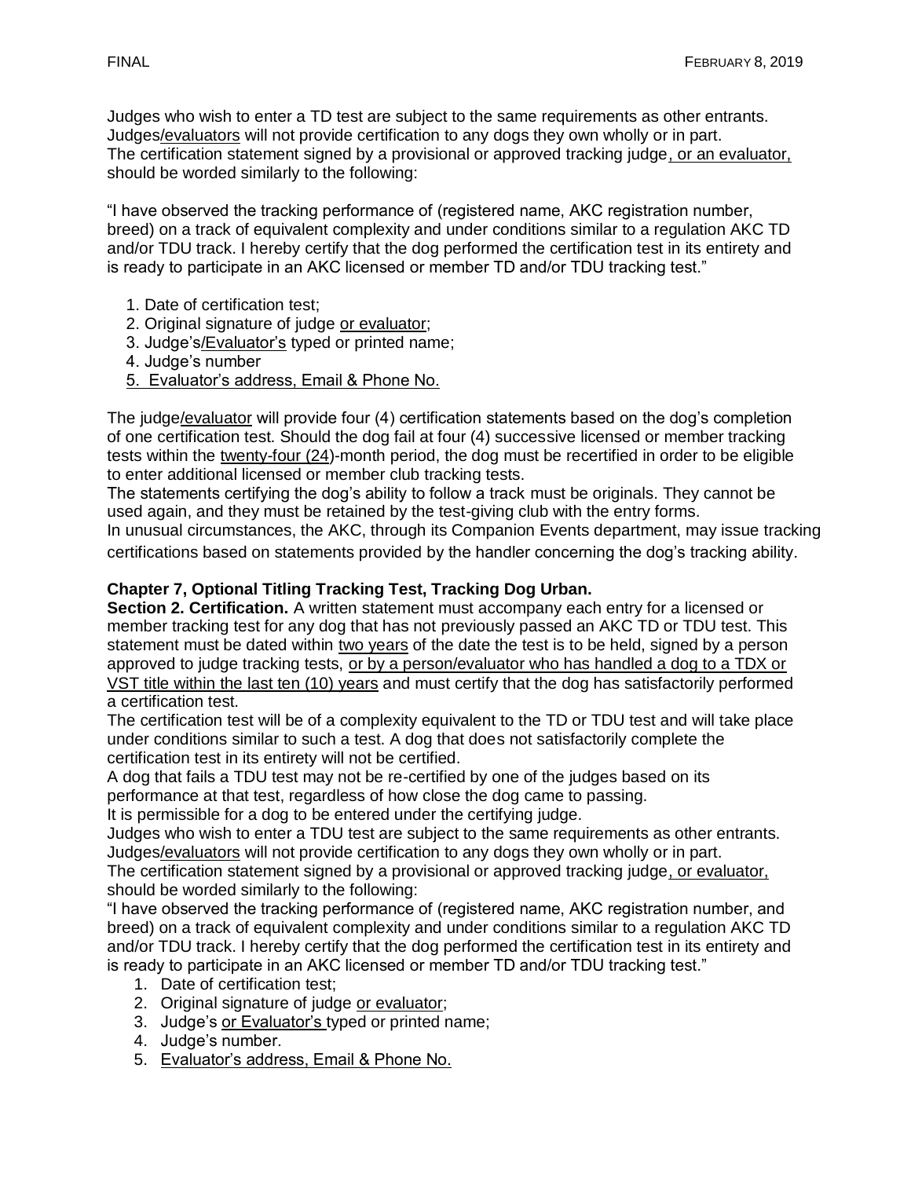Judges who wish to enter a TD test are subject to the same requirements as other entrants. Judges/evaluators will not provide certification to any dogs they own wholly or in part. The certification statement signed by a provisional or approved tracking judge, or an evaluator, should be worded similarly to the following:

"I have observed the tracking performance of (registered name, AKC registration number, breed) on a track of equivalent complexity and under conditions similar to a regulation AKC TD and/or TDU track. I hereby certify that the dog performed the certification test in its entirety and is ready to participate in an AKC licensed or member TD and/or TDU tracking test."

1. Date of certification test;
2. Original signature of judge or evaluator;
3. Judge's/Evaluator's typed or printed name;
4. Judge's number
5. Evaluator's address, Email & Phone No.

The judge/evaluator will provide four (4) certification statements based on the dog's completion of one certification test. Should the dog fail at four (4) successive licensed or member tracking tests within the twenty-four (24)-month period, the dog must be recertified in order to be eligible to enter additional licensed or member club tracking tests.
The statements certifying the dog's ability to follow a track must be originals. They cannot be used again, and they must be retained by the test-giving club with the entry forms.
In unusual circumstances, the AKC, through its Companion Events department, may issue tracking certifications based on statements provided by the handler concerning the dog's tracking ability.

**Chapter 7, Optional Titling Tracking Test, Tracking Dog Urban.**
**Section 2. Certification.** A written statement must accompany each entry for a licensed or member tracking test for any dog that has not previously passed an AKC TD or TDU test. This statement must be dated within two years of the date the test is to be held, signed by a person approved to judge tracking tests, or by a person/evaluator who has handled a dog to a TDX or VST title within the last ten (10) years and must certify that the dog has satisfactorily performed a certification test.
The certification test will be of a complexity equivalent to the TD or TDU test and will take place under conditions similar to such a test. A dog that does not satisfactorily complete the certification test in its entirety will not be certified.
A dog that fails a TDU test may not be re-certified by one of the judges based on its performance at that test, regardless of how close the dog came to passing.
It is permissible for a dog to be entered under the certifying judge.
Judges who wish to enter a TDU test are subject to the same requirements as other entrants. Judges/evaluators will not provide certification to any dogs they own wholly or in part.
The certification statement signed by a provisional or approved tracking judge, or evaluator, should be worded similarly to the following:
"I have observed the tracking performance of (registered name, AKC registration number, and breed) on a track of equivalent complexity and under conditions similar to a regulation AKC TD and/or TDU track. I hereby certify that the dog performed the certification test in its entirety and is ready to participate in an AKC licensed or member TD and/or TDU tracking test."

1. Date of certification test;
2. Original signature of judge or evaluator;
3. Judge's or Evaluator's typed or printed name;
4. Judge's number.
5. Evaluator's address, Email & Phone No.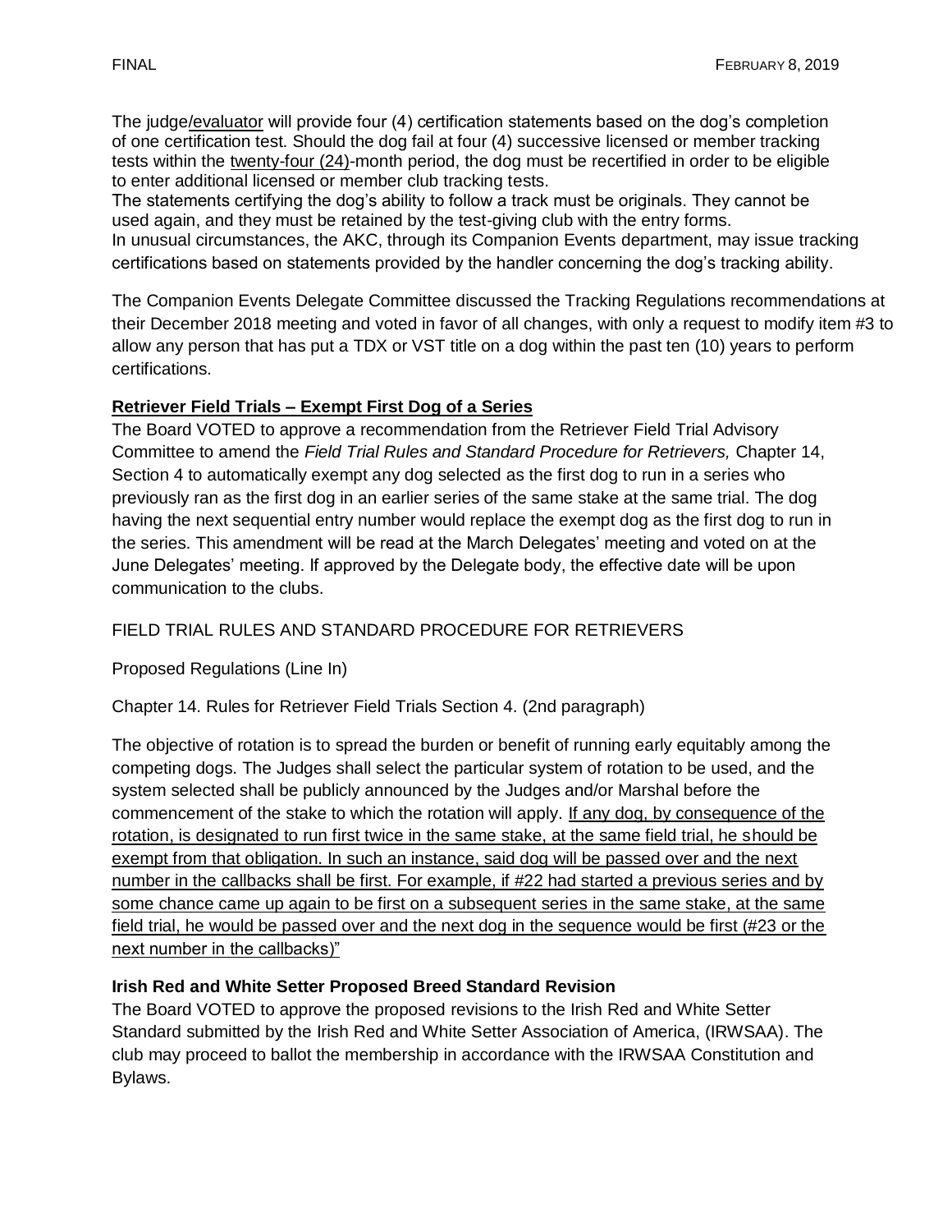The judge/evaluator will provide four (4) certification statements based on the dog's completion of one certification test. Should the dog fail at four (4) successive licensed or member tracking tests within the twenty-four (24)-month period, the dog must be recertified in order to be eligible to enter additional licensed or member club tracking tests.
The statements certifying the dog's ability to follow a track must be originals. They cannot be used again, and they must be retained by the test-giving club with the entry forms.
In unusual circumstances, the AKC, through its Companion Events department, may issue tracking certifications based on statements provided by the handler concerning the dog's tracking ability.

The Companion Events Delegate Committee discussed the Tracking Regulations recommendations at their December 2018 meeting and voted in favor of all changes, with only a request to modify item #3 to allow any person that has put a TDX or VST title on a dog within the past ten (10) years to perform certifications.

**Retriever Field Trials – Exempt First Dog of a Series**

The Board VOTED to approve a recommendation from the Retriever Field Trial Advisory Committee to amend the *Field Trial Rules and Standard Procedure for Retrievers,* Chapter 14, Section 4 to automatically exempt any dog selected as the first dog to run in a series who previously ran as the first dog in an earlier series of the same stake at the same trial. The dog having the next sequential entry number would replace the exempt dog as the first dog to run in the series. This amendment will be read at the March Delegates' meeting and voted on at the June Delegates' meeting. If approved by the Delegate body, the effective date will be upon communication to the clubs.

FIELD TRIAL RULES AND STANDARD PROCEDURE FOR RETRIEVERS

Proposed Regulations (Line In)

Chapter 14. Rules for Retriever Field Trials Section 4. (2nd paragraph)

The objective of rotation is to spread the burden or benefit of running early equitably among the competing dogs. The Judges shall select the particular system of rotation to be used, and the system selected shall be publicly announced by the Judges and/or Marshal before the commencement of the stake to which the rotation will apply. If any dog, by consequence of the rotation, is designated to run first twice in the same stake, at the same field trial, he should be exempt from that obligation. In such an instance, said dog will be passed over and the next number in the callbacks shall be first. For example, if #22 had started a previous series and by some chance came up again to be first on a subsequent series in the same stake, at the same field trial, he would be passed over and the next dog in the sequence would be first (#23 or the next number in the callbacks)"

**Irish Red and White Setter Proposed Breed Standard Revision**

The Board VOTED to approve the proposed revisions to the Irish Red and White Setter Standard submitted by the Irish Red and White Setter Association of America, (IRWSAA). The club may proceed to ballot the membership in accordance with the IRWSAA Constitution and Bylaws.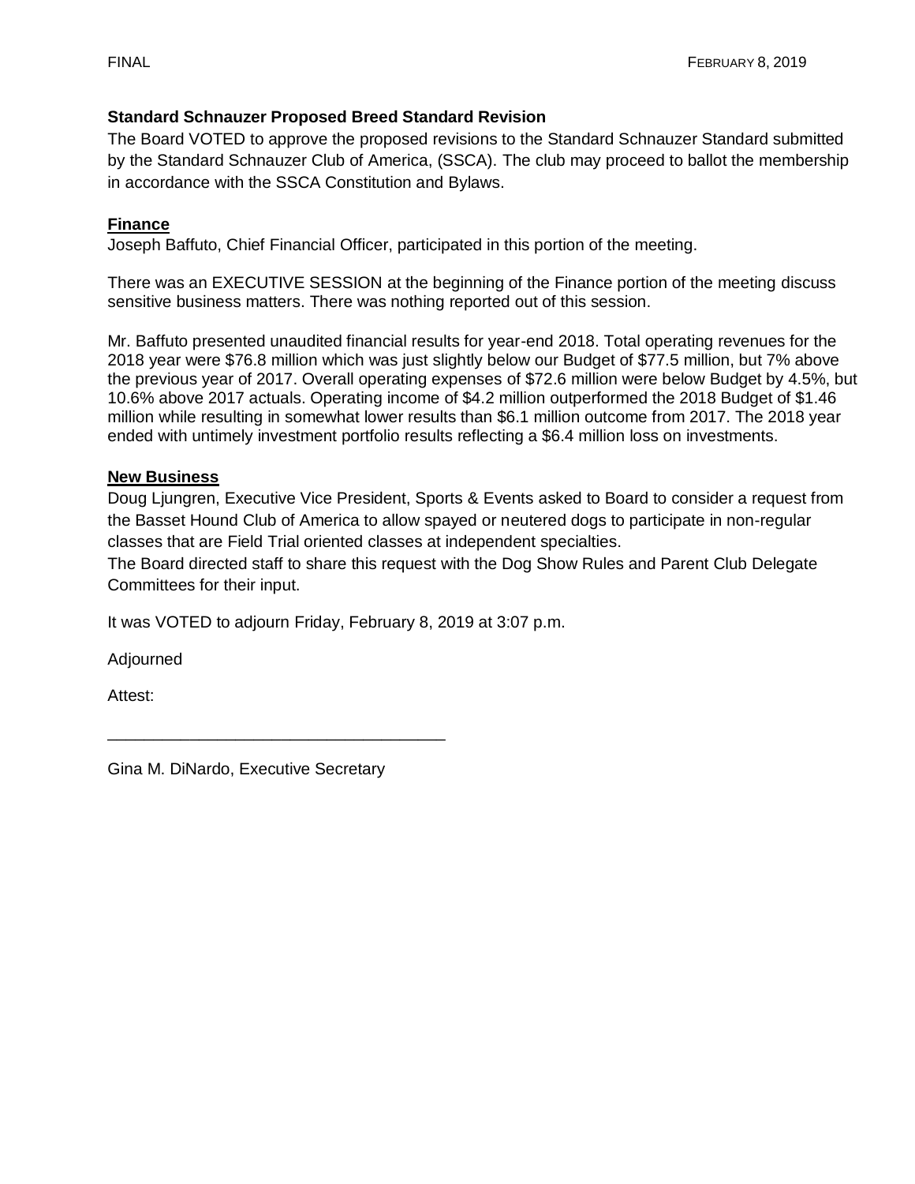**Standard Schnauzer Proposed Breed Standard Revision**

The Board VOTED to approve the proposed revisions to the Standard Schnauzer Standard submitted by the Standard Schnauzer Club of America, (SSCA). The club may proceed to ballot the membership in accordance with the SSCA Constitution and Bylaws.

**Finance**

Joseph Baffuto, Chief Financial Officer, participated in this portion of the meeting.

There was an EXECUTIVE SESSION at the beginning of the Finance portion of the meeting discuss sensitive business matters. There was nothing reported out of this session.

Mr. Baffuto presented unaudited financial results for year-end 2018. Total operating revenues for the 2018 year were $76.8 million which was just slightly below our Budget of $77.5 million, but 7% above the previous year of 2017. Overall operating expenses of $72.6 million were below Budget by 4.5%, but 10.6% above 2017 actuals. Operating income of $4.2 million outperformed the 2018 Budget of $1.46 million while resulting in somewhat lower results than $6.1 million outcome from 2017. The 2018 year ended with untimely investment portfolio results reflecting a $6.4 million loss on investments.

**New Business**

Doug Ljungren, Executive Vice President, Sports & Events asked to Board to consider a request from the Basset Hound Club of America to allow spayed or neutered dogs to participate in non-regular classes that are Field Trial oriented classes at independent specialties.

The Board directed staff to share this request with the Dog Show Rules and Parent Club Delegate Committees for their input.

It was VOTED to adjourn Friday, February 8, 2019 at 3:07 p.m.

Adjourned

Attest:

\_\_\_\_\_\_\_\_\_\_\_\_\_\_\_\_\_\_\_\_\_\_\_\_\_\_\_\_\_\_\_\_\_\_\_\_

Gina M. DiNardo, Executive Secretary